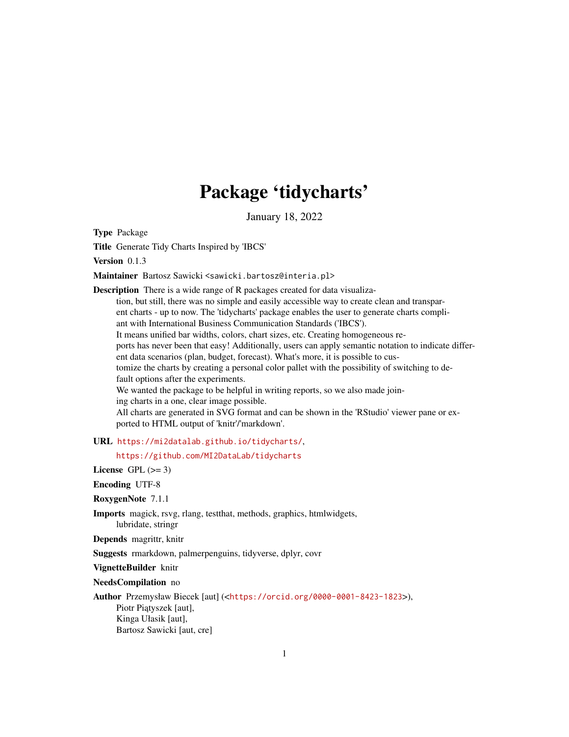# Package 'tidycharts'

January 18, 2022

**Type** Package

**Title** Generate Tidy Charts Inspired by 'IBCS'

**Version** 0.1.3

**Maintainer** Bartosz Sawicki <sawicki.bartosz@interia.pl>

**Description** There is a wide range of R packages created for data visualization, but still, there was no simple and easily accessible way to create clean and transparent charts - up to now. The 'tidycharts' package enables the user to generate charts compliant with International Business Communication Standards ('IBCS'). It means unified bar widths, colors, chart sizes, etc. Creating homogeneous reports has never been that easy! Additionally, users can apply semantic notation to indicate different data scenarios (plan, budget, forecast). What's more, it is possible to customize the charts by creating a personal color pallet with the possibility of switching to default options after the experiments. We wanted the package to be helpful in writing reports, so we also made joining charts in a one, clear image possible. All charts are generated in SVG format and can be shown in the 'RStudio' viewer pane or exported to HTML output of 'knitr'/'markdown'.

**URL** https://mi2datalab.github.io/tidycharts/, https://github.com/MI2DataLab/tidycharts

**License** GPL (>= 3)

**Encoding** UTF-8

**RoxygenNote** 7.1.1

**Imports** magick, rsvg, rlang, testthat, methods, graphics, htmlwidgets, lubridate, stringr

**Depends** magrittr, knitr

**Suggests** rmarkdown, palmerpenguins, tidyverse, dplyr, covr

**VignetteBuilder** knitr

**NeedsCompilation** no

**Author** Przemysław Biecek [aut] (<https://orcid.org/0000-0001-8423-1823>), Piotr Piątyszek [aut], Kinga Ułasik [aut], Bartosz Sawicki [aut, cre]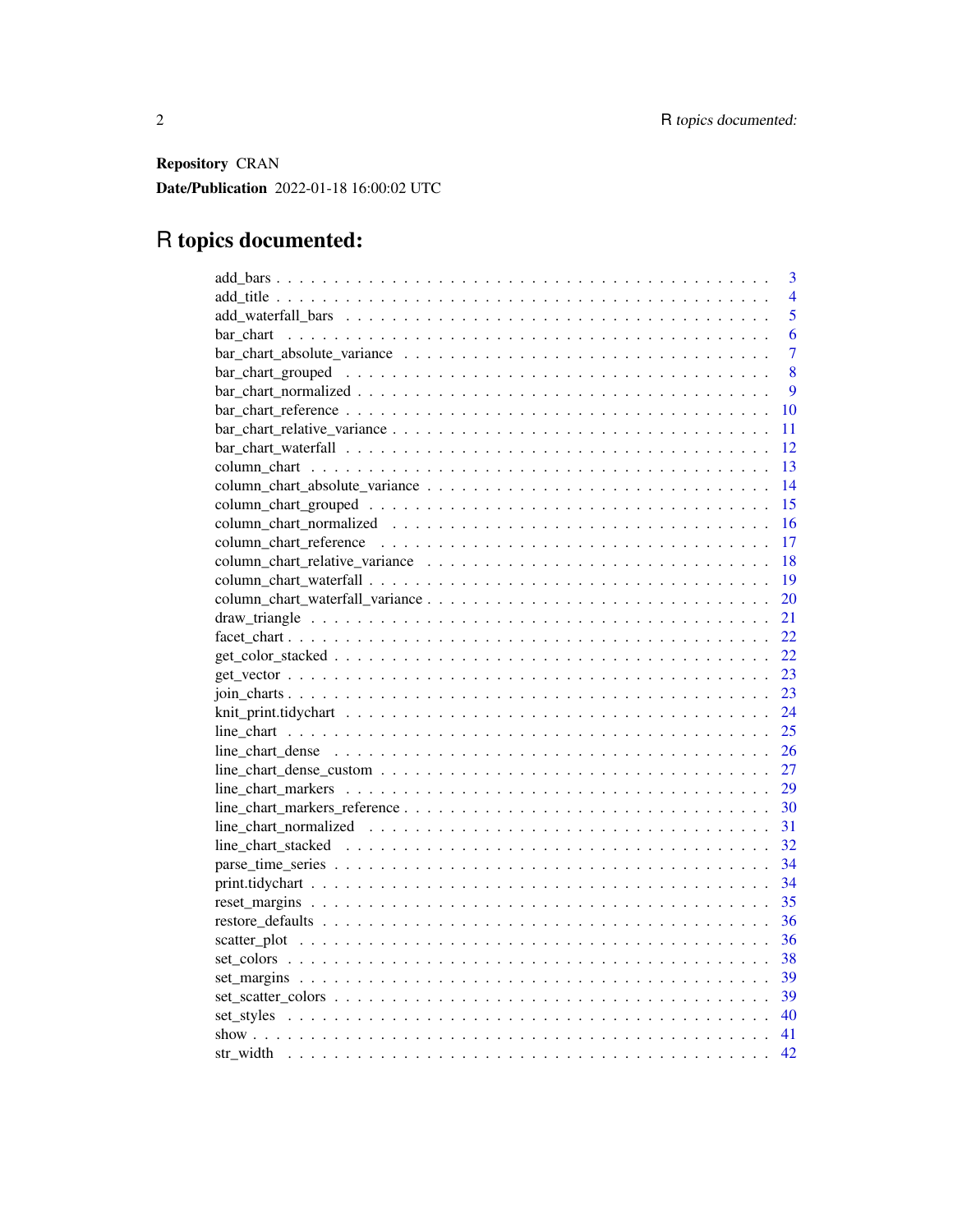**Repository** CRAN

**Date/Publication** 2022-01-18 16:00:02 UTC

# R topics documented:

| | |
|---|---|
| add_bars | 3 |
| add_title | 4 |
| add_waterfall_bars | 5 |
| bar_chart | 6 |
| bar_chart_absolute_variance | 7 |
| bar_chart_grouped | 8 |
| bar_chart_normalized | 9 |
| bar_chart_reference | 10 |
| bar_chart_relative_variance | 11 |
| bar_chart_waterfall | 12 |
| column_chart | 13 |
| column_chart_absolute_variance | 14 |
| column_chart_grouped | 15 |
| column_chart_normalized | 16 |
| column_chart_reference | 17 |
| column_chart_relative_variance | 18 |
| column_chart_waterfall | 19 |
| column_chart_waterfall_variance | 20 |
| draw_triangle | 21 |
| facet_chart | 22 |
| get_color_stacked | 22 |
| get_vector | 23 |
| join_charts | 23 |
| knit_print.tidychart | 24 |
| line_chart | 25 |
| line_chart_dense | 26 |
| line_chart_dense_custom | 27 |
| line_chart_markers | 29 |
| line_chart_markers_reference | 30 |
| line_chart_normalized | 31 |
| line_chart_stacked | 32 |
| parse_time_series | 34 |
| print.tidychart | 34 |
| reset_margins | 35 |
| restore_defaults | 36 |
| scatter_plot | 36 |
| set_colors | 38 |
| set_margins | 39 |
| set_scatter_colors | 39 |
| set_styles | 40 |
| show | 41 |
| str_width | 42 |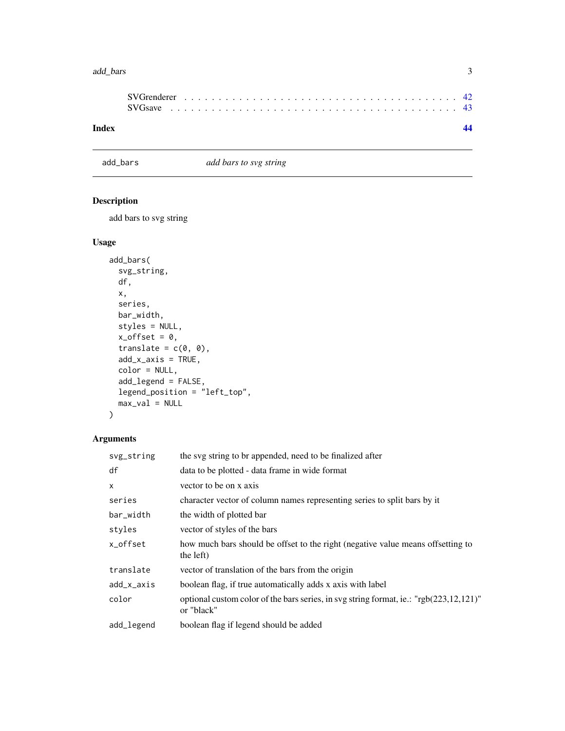SVGrenderer . . . . . . . . . . . . . . . . . . . . . . . . . . . . . . . . . . . . . 42
SVGsave . . . . . . . . . . . . . . . . . . . . . . . . . . . . . . . . . . . . . . . 43

**Index** **44**

---

add_bars *add bars to svg string*

---

## Description

add bars to svg string

## Usage

```
add_bars(
  svg_string,
  df,
  x,
  series,
  bar_width,
  styles = NULL,
  x_offset = 0,
  translate = c(0, 0),
  add_x_axis = TRUE,
  color = NULL,
  add_legend = FALSE,
  legend_position = "left_top",
  max_val = NULL
)
```

## Arguments

| | |
|---|---|
| svg_string | the svg string to br appended, need to be finalized after |
| df | data to be plotted - data frame in wide format |
| x | vector to be on x axis |
| series | character vector of column names representing series to split bars by it |
| bar_width | the width of plotted bar |
| styles | vector of styles of the bars |
| x_offset | how much bars should be offset to the right (negative value means offsetting to the left) |
| translate | vector of translation of the bars from the origin |
| add_x_axis | boolean flag, if true automatically adds x axis with label |
| color | optional custom color of the bars series, in svg string format, ie.: "rgb(223,12,121)" or "black" |
| add_legend | boolean flag if legend should be added |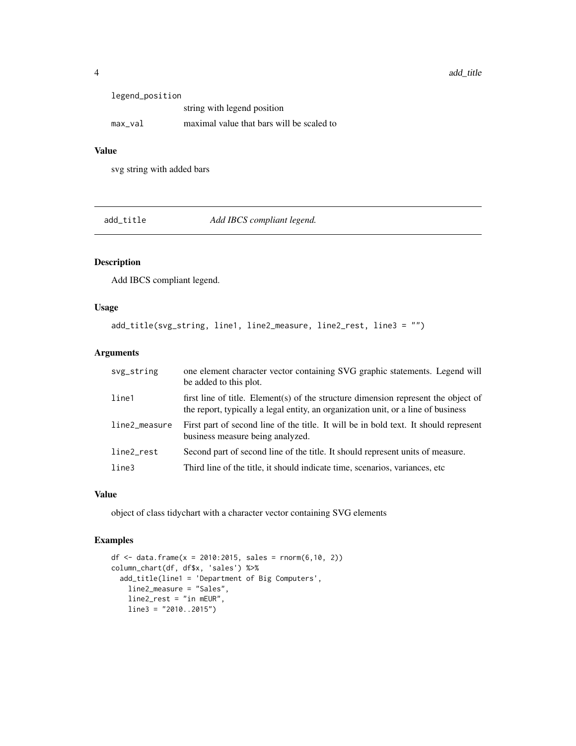| | |
|---|---|
| legend_position | string with legend position |
| max_val | maximal value that bars will be scaled to |

### Value

svg string with added bars

## add_title *Add IBCS compliant legend.*

### Description

Add IBCS compliant legend.

### Usage

```
add_title(svg_string, line1, line2_measure, line2_rest, line3 = "")
```

### Arguments

| | |
|---|---|
| svg_string | one element character vector containing SVG graphic statements. Legend will be added to this plot. |
| line1 | first line of title. Element(s) of the structure dimension represent the object of the report, typically a legal entity, an organization unit, or a line of business |
| line2_measure | First part of second line of the title. It will be in bold text. It should represent business measure being analyzed. |
| line2_rest | Second part of second line of the title. It should represent units of measure. |
| line3 | Third line of the title, it should indicate time, scenarios, variances, etc |

### Value

object of class tidychart with a character vector containing SVG elements

### Examples

```
df <- data.frame(x = 2010:2015, sales = rnorm(6,10, 2))
column_chart(df, df$x, 'sales') %>%
  add_title(line1 = 'Department of Big Computers',
    line2_measure = "Sales",
    line2_rest = "in mEUR",
    line3 = "2010..2015")
```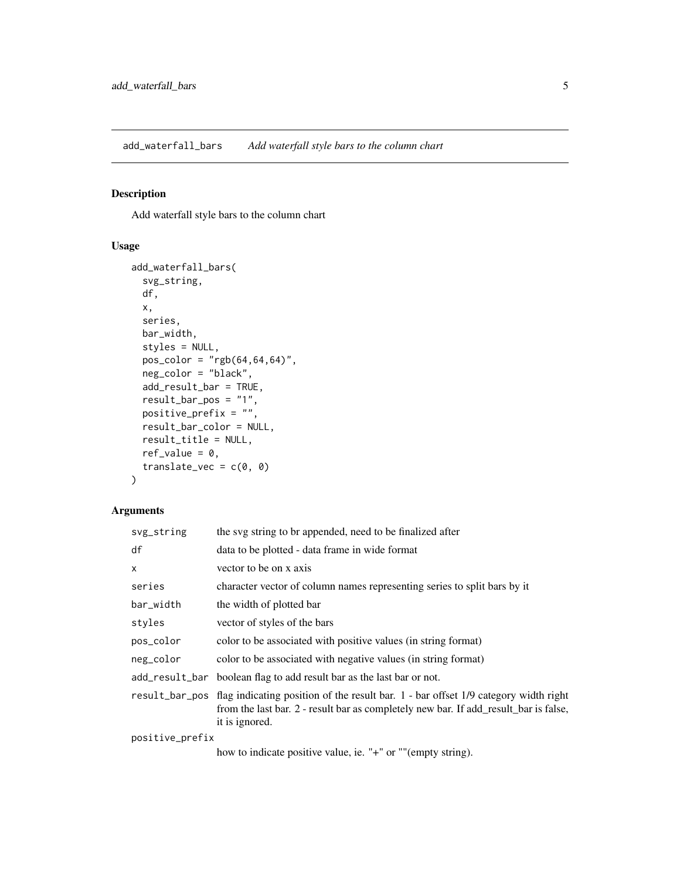## add_waterfall_bars *Add waterfall style bars to the column chart*

### Description

Add waterfall style bars to the column chart

### Usage

```
add_waterfall_bars(
  svg_string,
  df,
  x,
  series,
  bar_width,
  styles = NULL,
  pos_color = "rgb(64,64,64)",
  neg_color = "black",
  add_result_bar = TRUE,
  result_bar_pos = "1",
  positive_prefix = "",
  result_bar_color = NULL,
  result_title = NULL,
  ref_value = 0,
  translate_vec = c(0, 0)
)
```

### Arguments

| | |
|---|---|
| svg_string | the svg string to br appended, need to be finalized after |
| df | data to be plotted - data frame in wide format |
| x | vector to be on x axis |
| series | character vector of column names representing series to split bars by it |
| bar_width | the width of plotted bar |
| styles | vector of styles of the bars |
| pos_color | color to be associated with positive values (in string format) |
| neg_color | color to be associated with negative values (in string format) |
| add_result_bar | boolean flag to add result bar as the last bar or not. |
| result_bar_pos | flag indicating position of the result bar. 1 - bar offset 1/9 category width right from the last bar. 2 - result bar as completely new bar. If add_result_bar is false, it is ignored. |
| positive_prefix | how to indicate positive value, ie. "+" or ""(empty string). |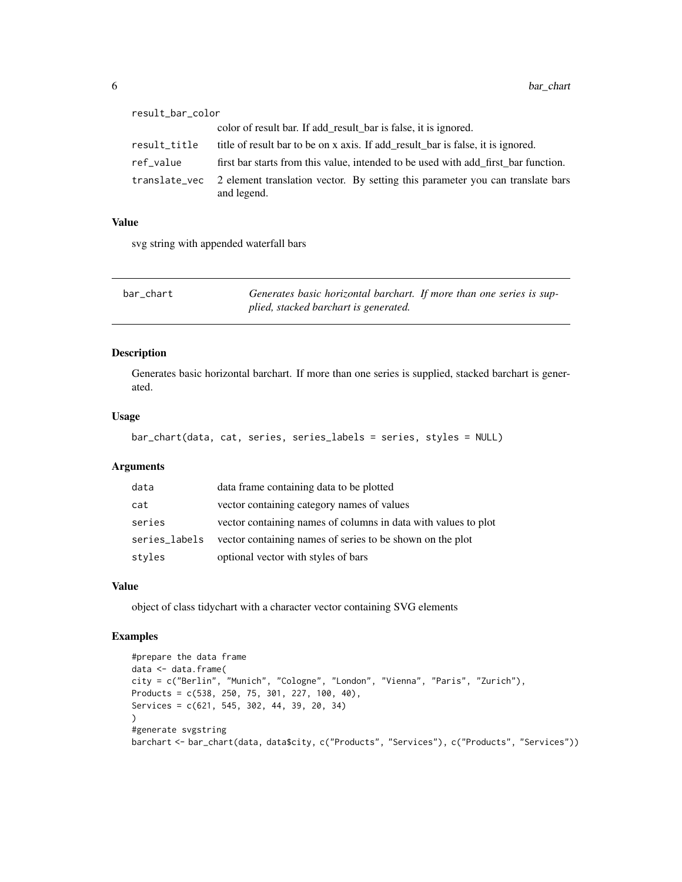| | |
|---|---|
| result_bar_color | color of result bar. If add_result_bar is false, it is ignored. |
| result_title | title of result bar to be on x axis. If add_result_bar is false, it is ignored. |
| ref_value | first bar starts from this value, intended to be used with add_first_bar function. |
| translate_vec | 2 element translation vector. By setting this parameter you can translate bars and legend. |

### Value

svg string with appended waterfall bars

---

## bar_chart — *Generates basic horizontal barchart. If more than one series is supplied, stacked barchart is generated.*

---

### Description

Generates basic horizontal barchart. If more than one series is supplied, stacked barchart is generated.

### Usage

```
bar_chart(data, cat, series, series_labels = series, styles = NULL)
```

### Arguments

| | |
|---|---|
| data | data frame containing data to be plotted |
| cat | vector containing category names of values |
| series | vector containing names of columns in data with values to plot |
| series_labels | vector containing names of series to be shown on the plot |
| styles | optional vector with styles of bars |

### Value

object of class tidychart with a character vector containing SVG elements

### Examples

```
#prepare the data frame
data <- data.frame(
city = c("Berlin", "Munich", "Cologne", "London", "Vienna", "Paris", "Zurich"),
Products = c(538, 250, 75, 301, 227, 100, 40),
Services = c(621, 545, 302, 44, 39, 20, 34)
)
#generate svgstring
barchart <- bar_chart(data, data$city, c("Products", "Services"), c("Products", "Services"))
```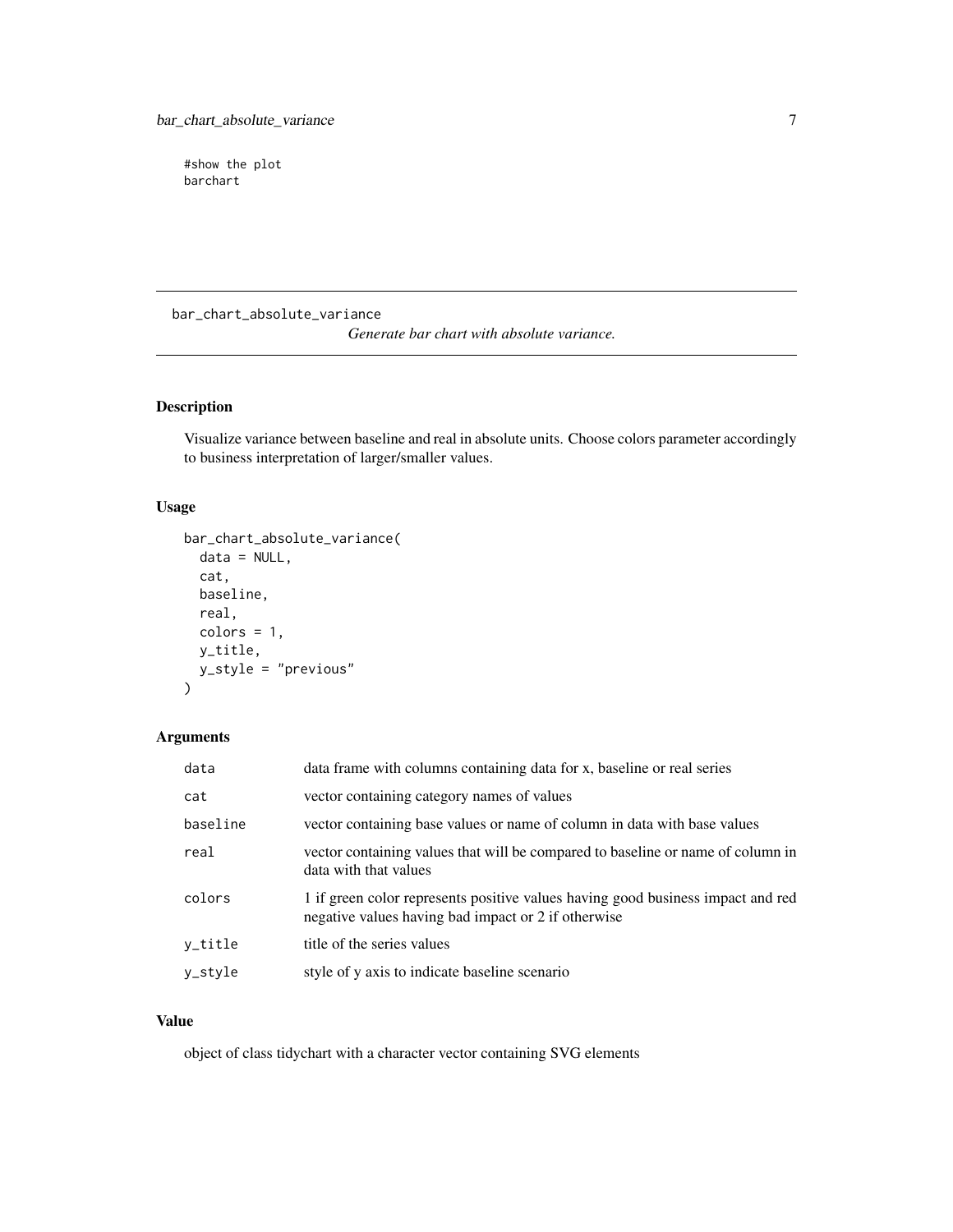```
#show the plot
barchart
```

---

bar_chart_absolute_variance    *Generate bar chart with absolute variance.*

---

## Description

Visualize variance between baseline and real in absolute units. Choose colors parameter accordingly to business interpretation of larger/smaller values.

## Usage

```
bar_chart_absolute_variance(
  data = NULL,
  cat,
  baseline,
  real,
  colors = 1,
  y_title,
  y_style = "previous"
)
```

## Arguments

| | |
|---|---|
| data | data frame with columns containing data for x, baseline or real series |
| cat | vector containing category names of values |
| baseline | vector containing base values or name of column in data with base values |
| real | vector containing values that will be compared to baseline or name of column in data with that values |
| colors | 1 if green color represents positive values having good business impact and red negative values having bad impact or 2 if otherwise |
| y_title | title of the series values |
| y_style | style of y axis to indicate baseline scenario |

## Value

object of class tidychart with a character vector containing SVG elements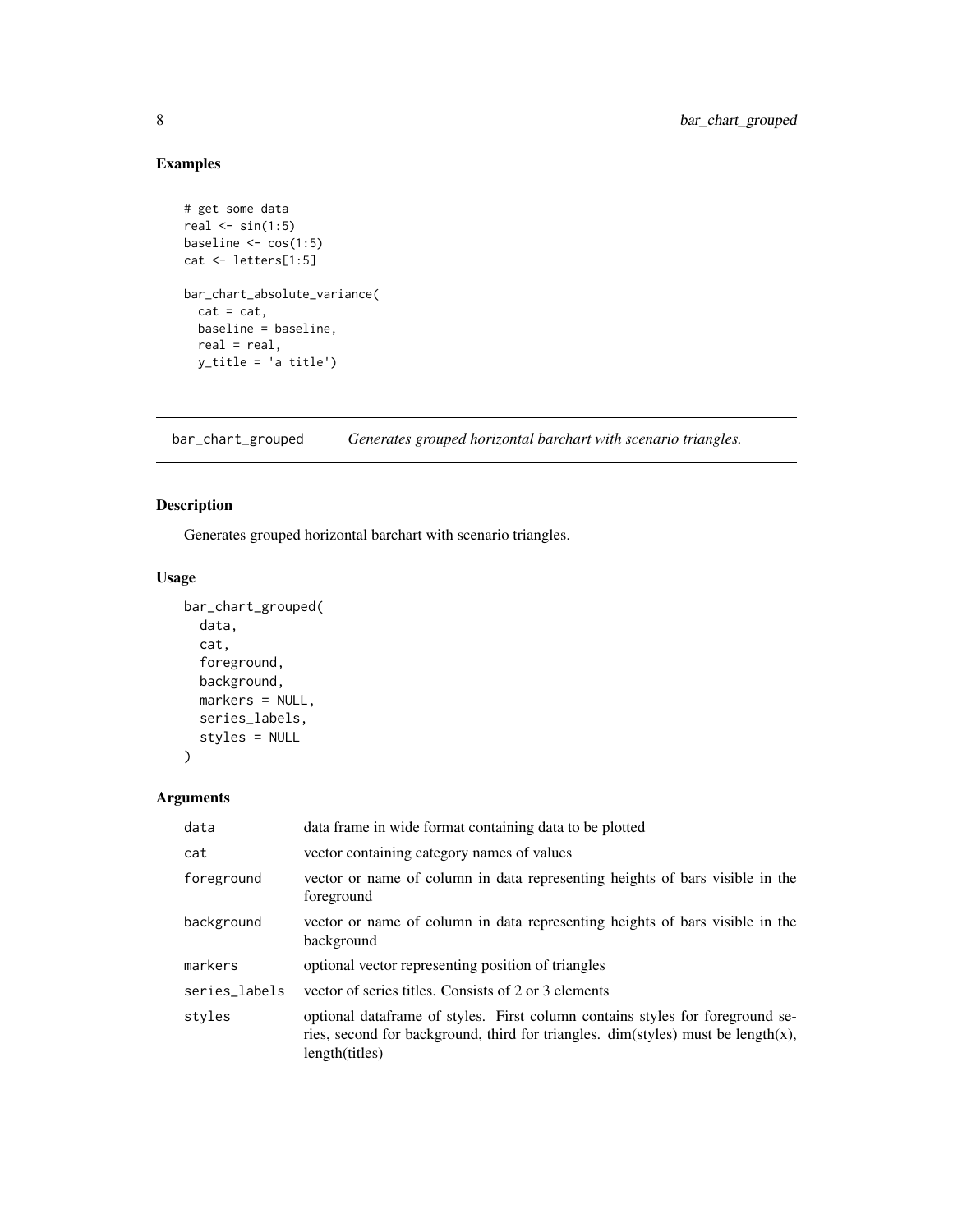## Examples

```
# get some data
real <- sin(1:5)
baseline <- cos(1:5)
cat <- letters[1:5]

bar_chart_absolute_variance(
  cat = cat,
  baseline = baseline,
  real = real,
  y_title = 'a title')
```

---

# bar_chart_grouped

*Generates grouped horizontal barchart with scenario triangles.*

---

## Description

Generates grouped horizontal barchart with scenario triangles.

## Usage

```
bar_chart_grouped(
  data,
  cat,
  foreground,
  background,
  markers = NULL,
  series_labels,
  styles = NULL
)
```

## Arguments

| | |
|---|---|
| `data` | data frame in wide format containing data to be plotted |
| `cat` | vector containing category names of values |
| `foreground` | vector or name of column in data representing heights of bars visible in the foreground |
| `background` | vector or name of column in data representing heights of bars visible in the background |
| `markers` | optional vector representing position of triangles |
| `series_labels` | vector of series titles. Consists of 2 or 3 elements |
| `styles` | optional dataframe of styles. First column contains styles for foreground series, second for background, third for triangles. dim(styles) must be length(x), length(titles) |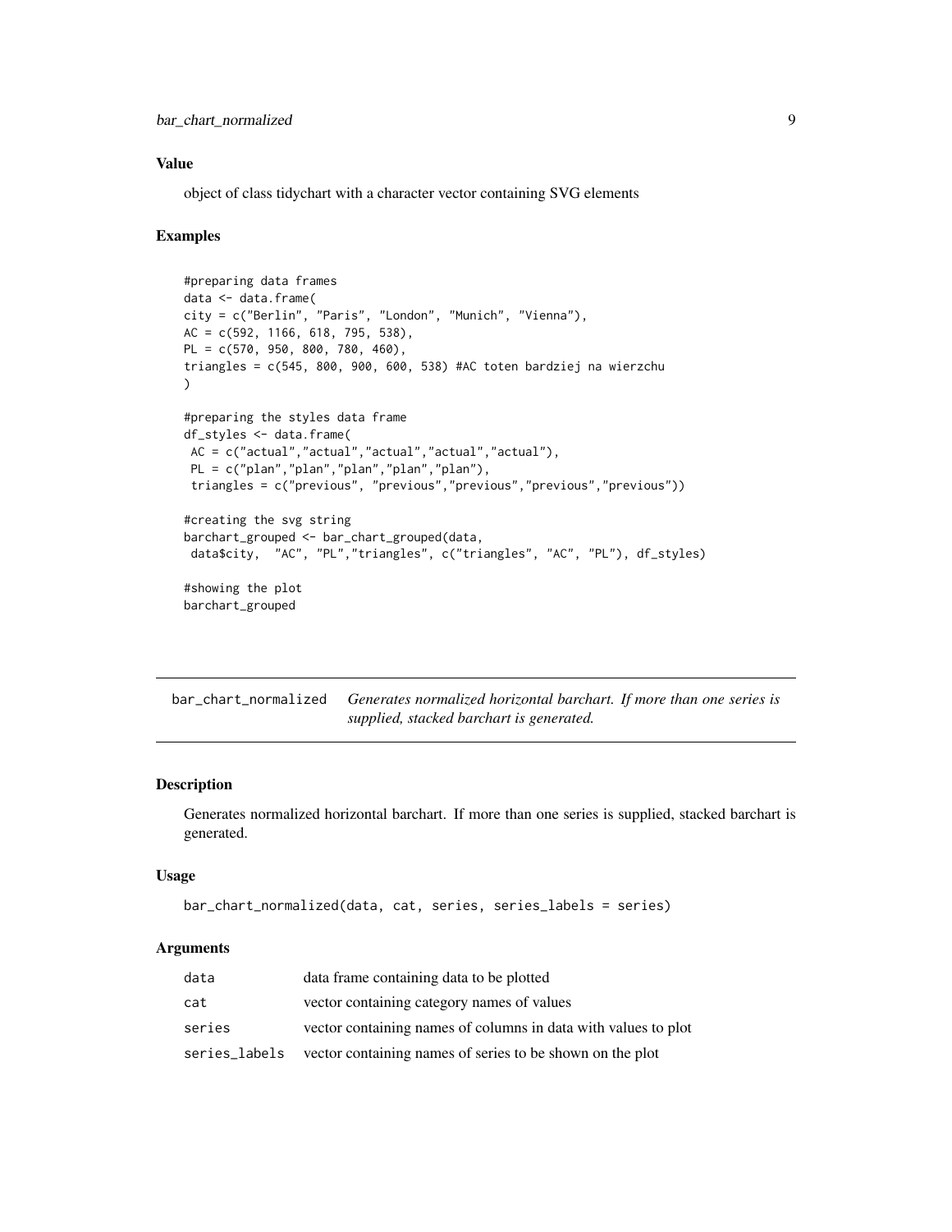### Value

object of class tidychart with a character vector containing SVG elements

### Examples

```
#preparing data frames
data <- data.frame(
city = c("Berlin", "Paris", "London", "Munich", "Vienna"),
AC = c(592, 1166, 618, 795, 538),
PL = c(570, 950, 800, 780, 460),
triangles = c(545, 800, 900, 600, 538) #AC toten bardziej na wierzchu
)

#preparing the styles data frame
df_styles <- data.frame(
 AC = c("actual","actual","actual","actual","actual"),
 PL = c("plan","plan","plan","plan","plan"),
 triangles = c("previous", "previous","previous","previous","previous"))

#creating the svg string
barchart_grouped <- bar_chart_grouped(data,
 data$city,  "AC", "PL","triangles", c("triangles", "AC", "PL"), df_styles)

#showing the plot
barchart_grouped
```

---

## bar_chart_normalized — *Generates normalized horizontal barchart. If more than one series is supplied, stacked barchart is generated.*

### Description

Generates normalized horizontal barchart. If more than one series is supplied, stacked barchart is generated.

### Usage

```
bar_chart_normalized(data, cat, series, series_labels = series)
```

### Arguments

| | |
|---|---|
| data | data frame containing data to be plotted |
| cat | vector containing category names of values |
| series | vector containing names of columns in data with values to plot |
| series_labels | vector containing names of series to be shown on the plot |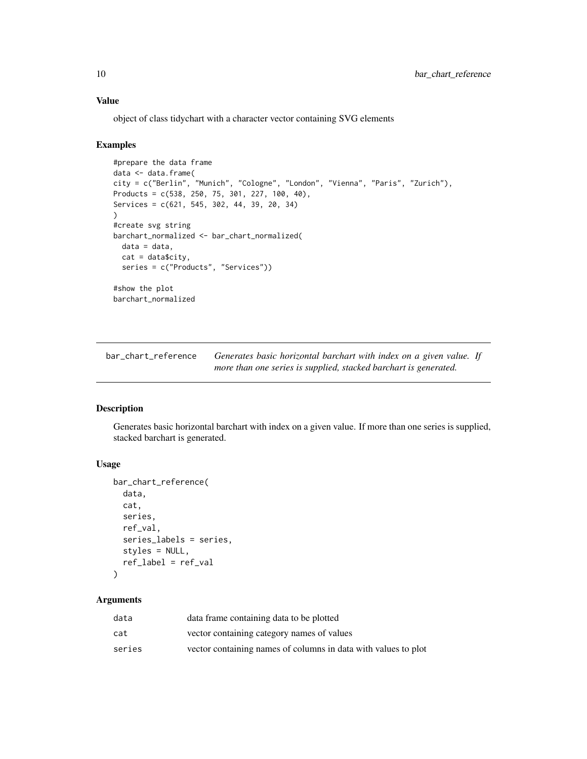### Value

object of class tidychart with a character vector containing SVG elements

### Examples

```
#prepare the data frame
data <- data.frame(
city = c("Berlin", "Munich", "Cologne", "London", "Vienna", "Paris", "Zurich"),
Products = c(538, 250, 75, 301, 227, 100, 40),
Services = c(621, 545, 302, 44, 39, 20, 34)
)
#create svg string
barchart_normalized <- bar_chart_normalized(
  data = data,
  cat = data$city,
  series = c("Products", "Services"))

#show the plot
barchart_normalized
```

---

## bar_chart_reference — *Generates basic horizontal barchart with index on a given value. If more than one series is supplied, stacked barchart is generated.*

---

### Description

Generates basic horizontal barchart with index on a given value. If more than one series is supplied, stacked barchart is generated.

### Usage

```
bar_chart_reference(
  data,
  cat,
  series,
  ref_val,
  series_labels = series,
  styles = NULL,
  ref_label = ref_val
)
```

### Arguments

| | |
|---|---|
| data | data frame containing data to be plotted |
| cat | vector containing category names of values |
| series | vector containing names of columns in data with values to plot |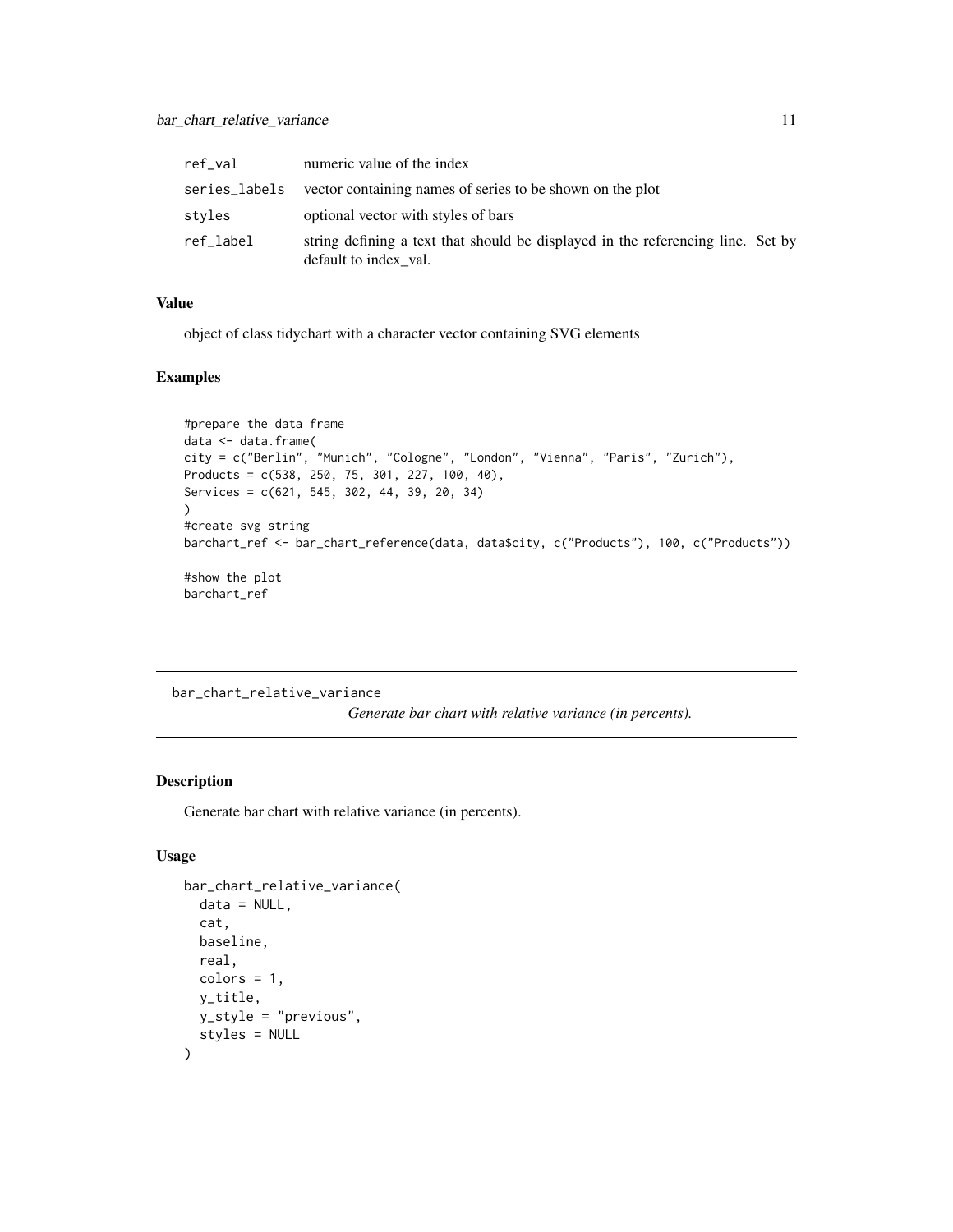| | |
|---|---|
| ref_val | numeric value of the index |
| series_labels | vector containing names of series to be shown on the plot |
| styles | optional vector with styles of bars |
| ref_label | string defining a text that should be displayed in the referencing line. Set by default to index_val. |

### Value

object of class tidychart with a character vector containing SVG elements

### Examples

```
#prepare the data frame
data <- data.frame(
city = c("Berlin", "Munich", "Cologne", "London", "Vienna", "Paris", "Zurich"),
Products = c(538, 250, 75, 301, 227, 100, 40),
Services = c(621, 545, 302, 44, 39, 20, 34)
)
#create svg string
barchart_ref <- bar_chart_reference(data, data$city, c("Products"), 100, c("Products"))

#show the plot
barchart_ref
```

---

## bar_chart_relative_variance

*Generate bar chart with relative variance (in percents).*

---

### Description

Generate bar chart with relative variance (in percents).

### Usage

```
bar_chart_relative_variance(
  data = NULL,
  cat,
  baseline,
  real,
  colors = 1,
  y_title,
  y_style = "previous",
  styles = NULL
)
```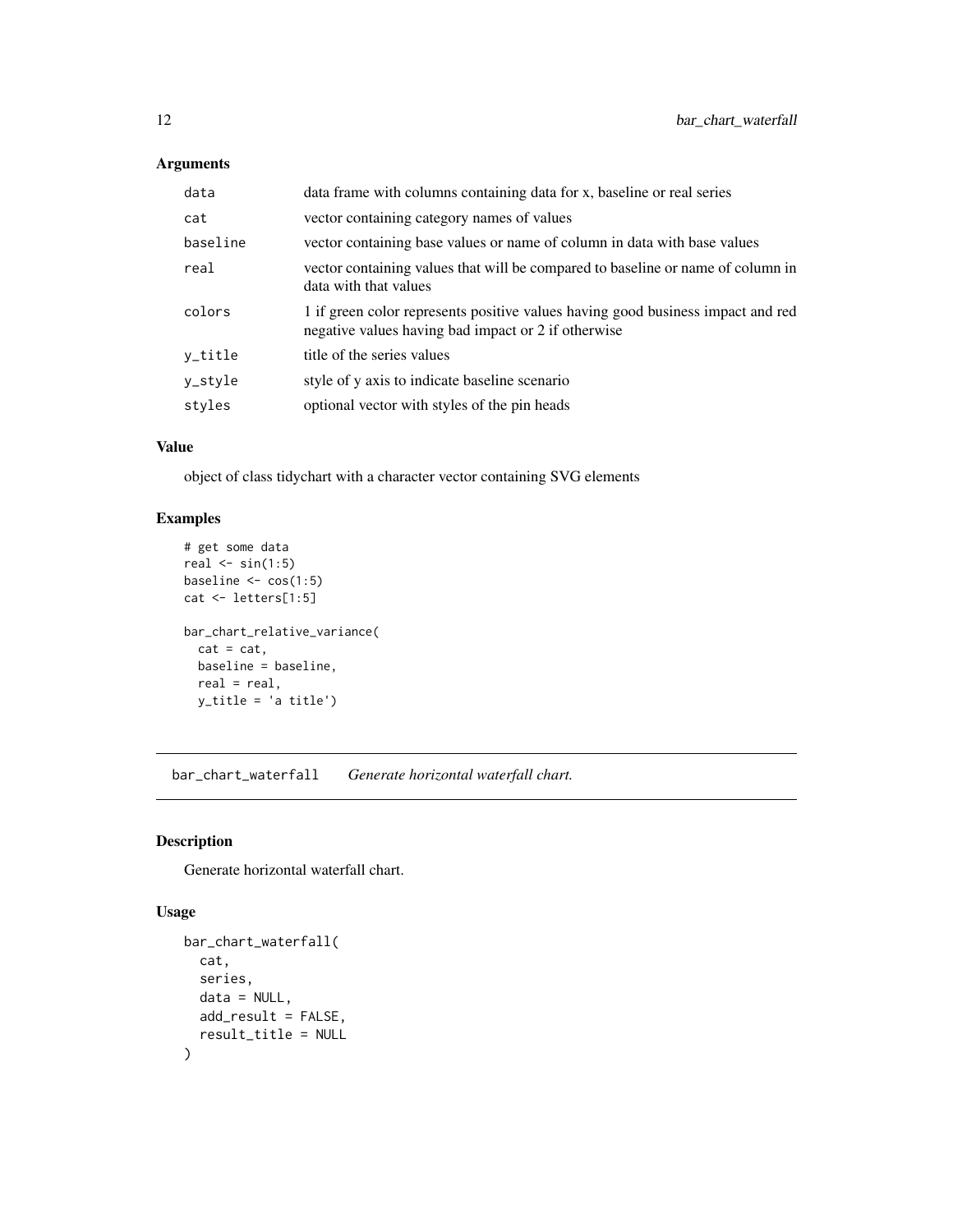## Arguments

| | |
|---|---|
| data | data frame with columns containing data for x, baseline or real series |
| cat | vector containing category names of values |
| baseline | vector containing base values or name of column in data with base values |
| real | vector containing values that will be compared to baseline or name of column in data with that values |
| colors | 1 if green color represents positive values having good business impact and red negative values having bad impact or 2 if otherwise |
| y_title | title of the series values |
| y_style | style of y axis to indicate baseline scenario |
| styles | optional vector with styles of the pin heads |

## Value

object of class tidychart with a character vector containing SVG elements

## Examples

```
# get some data
real <- sin(1:5)
baseline <- cos(1:5)
cat <- letters[1:5]

bar_chart_relative_variance(
  cat = cat,
  baseline = baseline,
  real = real,
  y_title = 'a title')
```

---

# bar_chart_waterfall *Generate horizontal waterfall chart.*

## Description

Generate horizontal waterfall chart.

## Usage

```
bar_chart_waterfall(
  cat,
  series,
  data = NULL,
  add_result = FALSE,
  result_title = NULL
)
```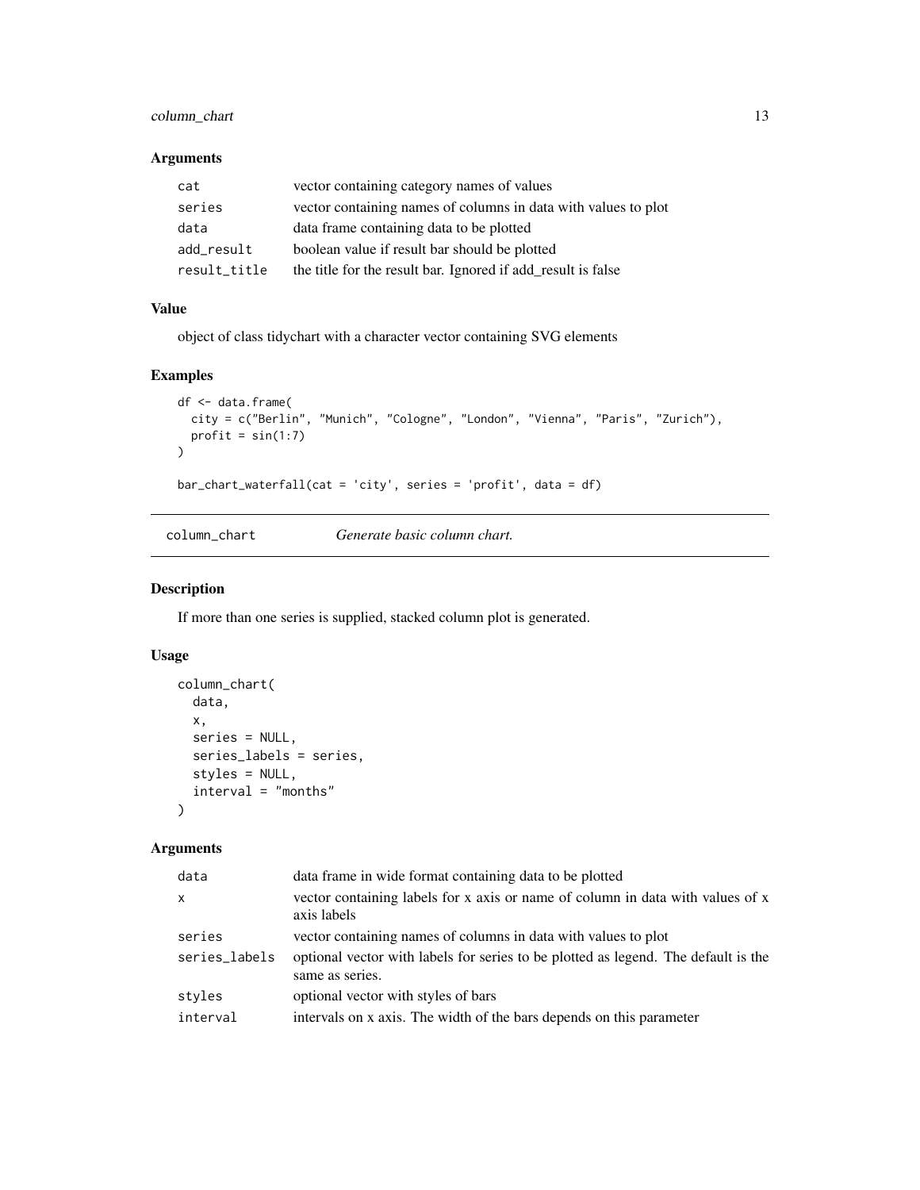### Arguments

| | |
|---|---|
| `cat` | vector containing category names of values |
| `series` | vector containing names of columns in data with values to plot |
| `data` | data frame containing data to be plotted |
| `add_result` | boolean value if result bar should be plotted |
| `result_title` | the title for the result bar. Ignored if add_result is false |

### Value

object of class tidychart with a character vector containing SVG elements

### Examples

```
df <- data.frame(
  city = c("Berlin", "Munich", "Cologne", "London", "Vienna", "Paris", "Zurich"),
  profit = sin(1:7)
)

bar_chart_waterfall(cat = 'city', series = 'profit', data = df)
```

---

## column_chart — *Generate basic column chart.*

### Description

If more than one series is supplied, stacked column plot is generated.

### Usage

```
column_chart(
  data,
  x,
  series = NULL,
  series_labels = series,
  styles = NULL,
  interval = "months"
)
```

### Arguments

| | |
|---|---|
| `data` | data frame in wide format containing data to be plotted |
| `x` | vector containing labels for x axis or name of column in data with values of x axis labels |
| `series` | vector containing names of columns in data with values to plot |
| `series_labels` | optional vector with labels for series to be plotted as legend. The default is the same as series. |
| `styles` | optional vector with styles of bars |
| `interval` | intervals on x axis. The width of the bars depends on this parameter |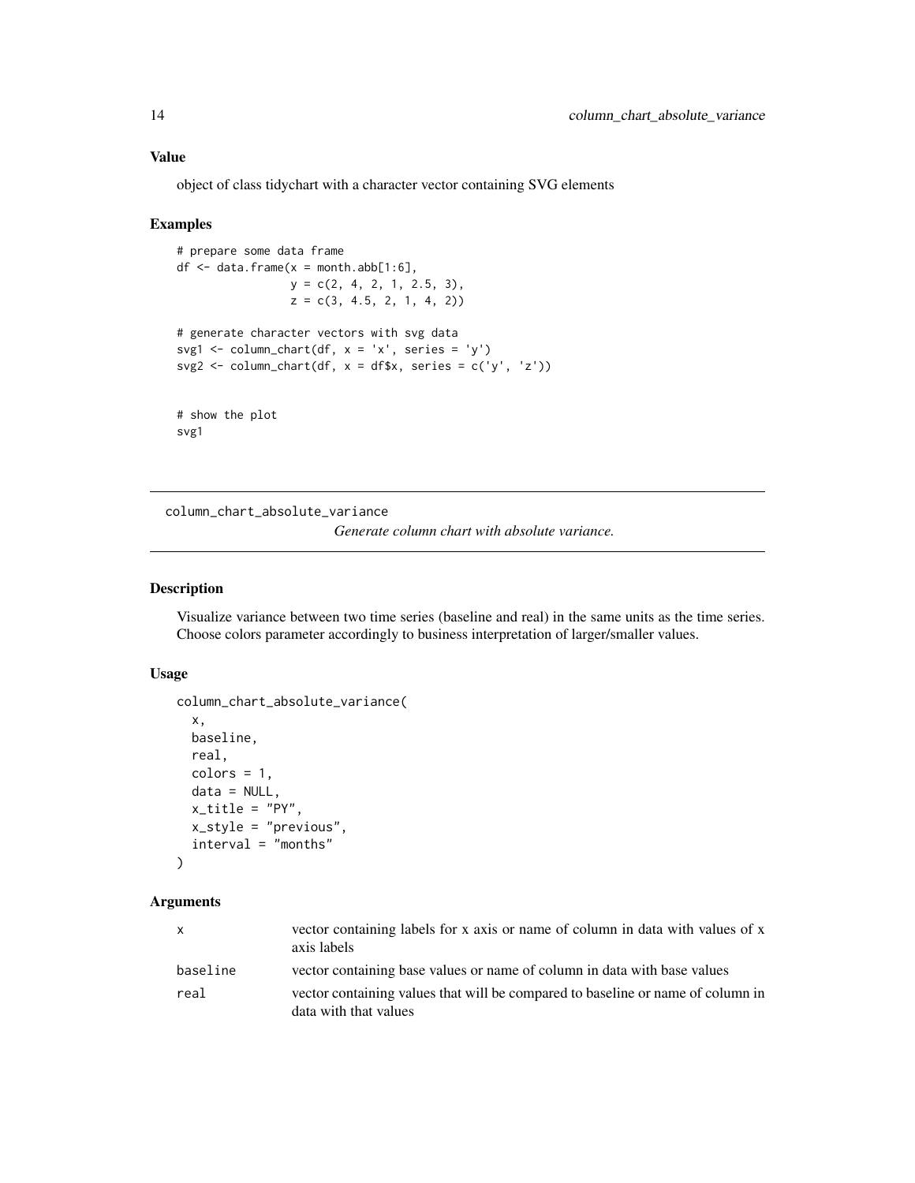### Value

object of class tidychart with a character vector containing SVG elements

### Examples

```
# prepare some data frame
df <- data.frame(x = month.abb[1:6],
                 y = c(2, 4, 2, 1, 2.5, 3),
                 z = c(3, 4.5, 2, 1, 4, 2))

# generate character vectors with svg data
svg1 <- column_chart(df, x = 'x', series = 'y')
svg2 <- column_chart(df, x = df$x, series = c('y', 'z'))


# show the plot
svg1
```

---

## column_chart_absolute_variance

*Generate column chart with absolute variance.*

### Description

Visualize variance between two time series (baseline and real) in the same units as the time series. Choose colors parameter accordingly to business interpretation of larger/smaller values.

### Usage

```
column_chart_absolute_variance(
  x,
  baseline,
  real,
  colors = 1,
  data = NULL,
  x_title = "PY",
  x_style = "previous",
  interval = "months"
)
```

### Arguments

| | |
|---|---|
| x | vector containing labels for x axis or name of column in data with values of x axis labels |
| baseline | vector containing base values or name of column in data with base values |
| real | vector containing values that will be compared to baseline or name of column in data with that values |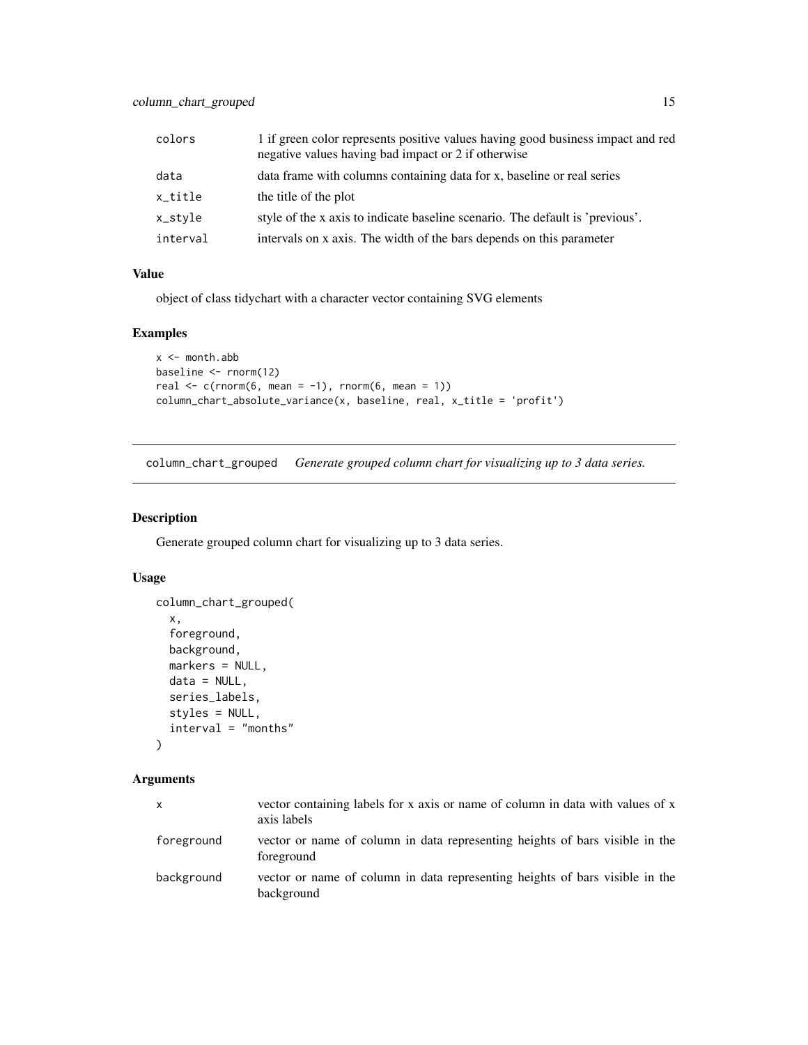| | |
|---|---|
| colors | 1 if green color represents positive values having good business impact and red negative values having bad impact or 2 if otherwise |
| data | data frame with columns containing data for x, baseline or real series |
| x_title | the title of the plot |
| x_style | style of the x axis to indicate baseline scenario. The default is 'previous'. |
| interval | intervals on x axis. The width of the bars depends on this parameter |

### Value

object of class tidychart with a character vector containing SVG elements

### Examples

```
x <- month.abb
baseline <- rnorm(12)
real <- c(rnorm(6, mean = -1), rnorm(6, mean = 1))
column_chart_absolute_variance(x, baseline, real, x_title = 'profit')
```

---

## column_chart_grouped    *Generate grouped column chart for visualizing up to 3 data series.*

---

### Description

Generate grouped column chart for visualizing up to 3 data series.

### Usage

```
column_chart_grouped(
  x,
  foreground,
  background,
  markers = NULL,
  data = NULL,
  series_labels,
  styles = NULL,
  interval = "months"
)
```

### Arguments

| | |
|---|---|
| x | vector containing labels for x axis or name of column in data with values of x axis labels |
| foreground | vector or name of column in data representing heights of bars visible in the foreground |
| background | vector or name of column in data representing heights of bars visible in the background |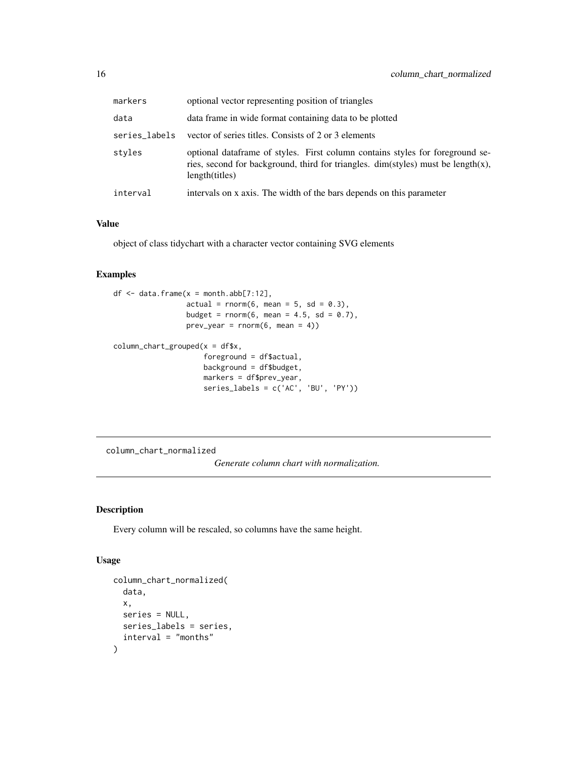| | |
|---|---|
| markers | optional vector representing position of triangles |
| data | data frame in wide format containing data to be plotted |
| series_labels | vector of series titles. Consists of 2 or 3 elements |
| styles | optional dataframe of styles. First column contains styles for foreground series, second for background, third for triangles. dim(styles) must be length(x), length(titles) |
| interval | intervals on x axis. The width of the bars depends on this parameter |

### Value

object of class tidychart with a character vector containing SVG elements

### Examples

```
df <- data.frame(x = month.abb[7:12],
                 actual = rnorm(6, mean = 5, sd = 0.3),
                 budget = rnorm(6, mean = 4.5, sd = 0.7),
                 prev_year = rnorm(6, mean = 4))

column_chart_grouped(x = df$x,
                     foreground = df$actual,
                     background = df$budget,
                     markers = df$prev_year,
                     series_labels = c('AC', 'BU', 'PY'))
```

---

## column_chart_normalized

*Generate column chart with normalization.*

### Description

Every column will be rescaled, so columns have the same height.

### Usage

```
column_chart_normalized(
  data,
  x,
  series = NULL,
  series_labels = series,
  interval = "months"
)
```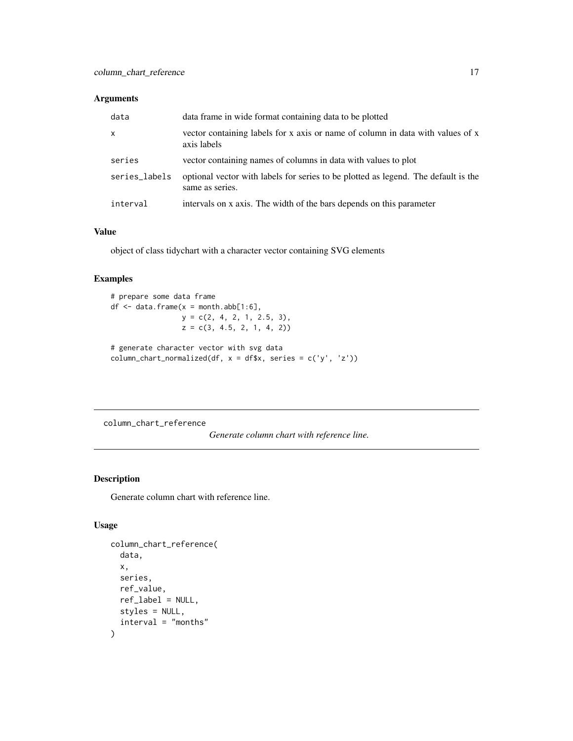### Arguments

| | |
|---|---|
| `data` | data frame in wide format containing data to be plotted |
| `x` | vector containing labels for x axis or name of column in data with values of x axis labels |
| `series` | vector containing names of columns in data with values to plot |
| `series_labels` | optional vector with labels for series to be plotted as legend. The default is the same as series. |
| `interval` | intervals on x axis. The width of the bars depends on this parameter |

### Value

object of class tidychart with a character vector containing SVG elements

### Examples

```
# prepare some data frame
df <- data.frame(x = month.abb[1:6],
                 y = c(2, 4, 2, 1, 2.5, 3),
                 z = c(3, 4.5, 2, 1, 4, 2))

# generate character vector with svg data
column_chart_normalized(df, x = df$x, series = c('y', 'z'))
```

---

## column_chart_reference

*Generate column chart with reference line.*

### Description

Generate column chart with reference line.

### Usage

```
column_chart_reference(
  data,
  x,
  series,
  ref_value,
  ref_label = NULL,
  styles = NULL,
  interval = "months"
)
```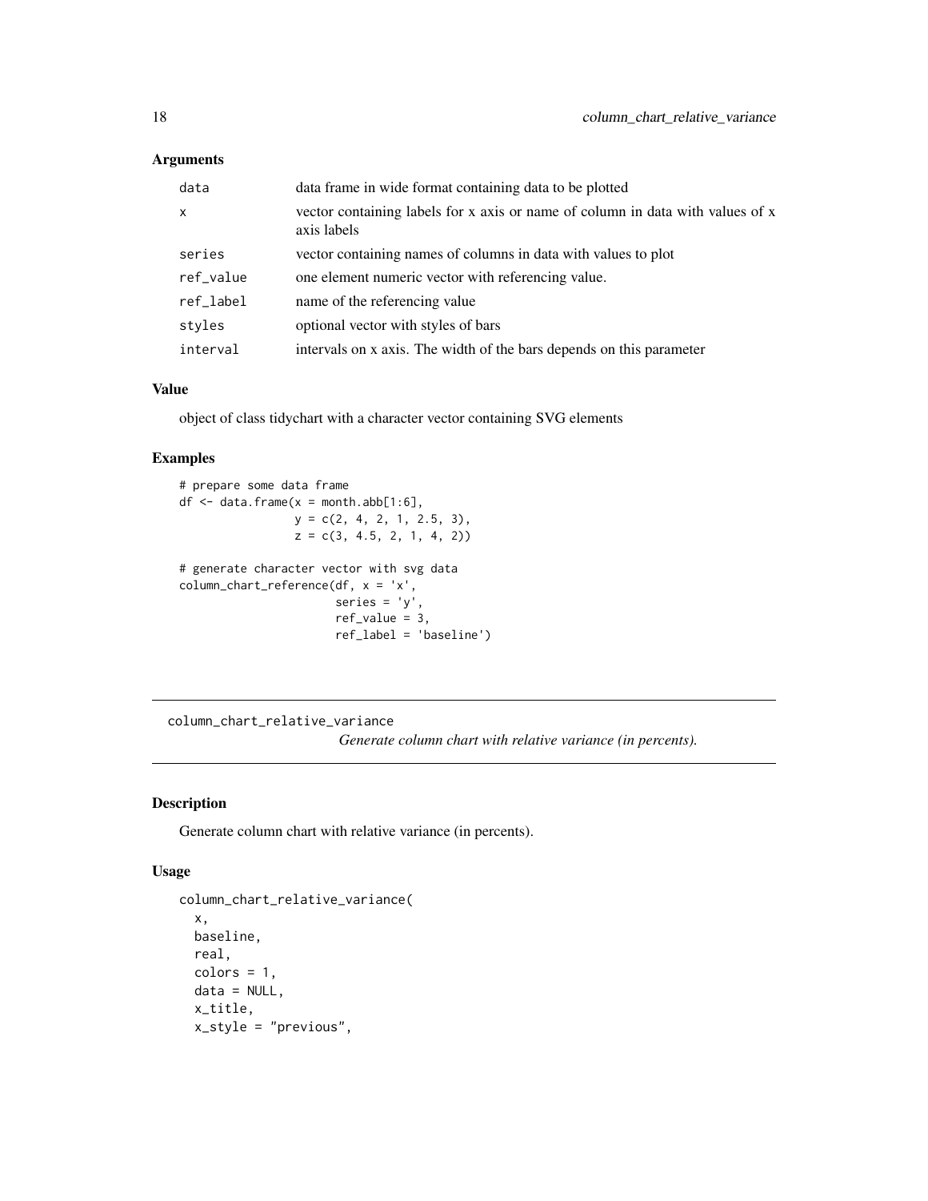### Arguments

| | |
|---|---|
| `data` | data frame in wide format containing data to be plotted |
| `x` | vector containing labels for x axis or name of column in data with values of x axis labels |
| `series` | vector containing names of columns in data with values to plot |
| `ref_value` | one element numeric vector with referencing value. |
| `ref_label` | name of the referencing value |
| `styles` | optional vector with styles of bars |
| `interval` | intervals on x axis. The width of the bars depends on this parameter |

### Value

object of class tidychart with a character vector containing SVG elements

### Examples

```
# prepare some data frame
df <- data.frame(x = month.abb[1:6],
                 y = c(2, 4, 2, 1, 2.5, 3),
                 z = c(3, 4.5, 2, 1, 4, 2))

# generate character vector with svg data
column_chart_reference(df, x = 'x',
                       series = 'y',
                       ref_value = 3,
                       ref_label = 'baseline')
```

---

## column_chart_relative_variance

*Generate column chart with relative variance (in percents).*

---

### Description

Generate column chart with relative variance (in percents).

### Usage

```
column_chart_relative_variance(
  x,
  baseline,
  real,
  colors = 1,
  data = NULL,
  x_title,
  x_style = "previous",
```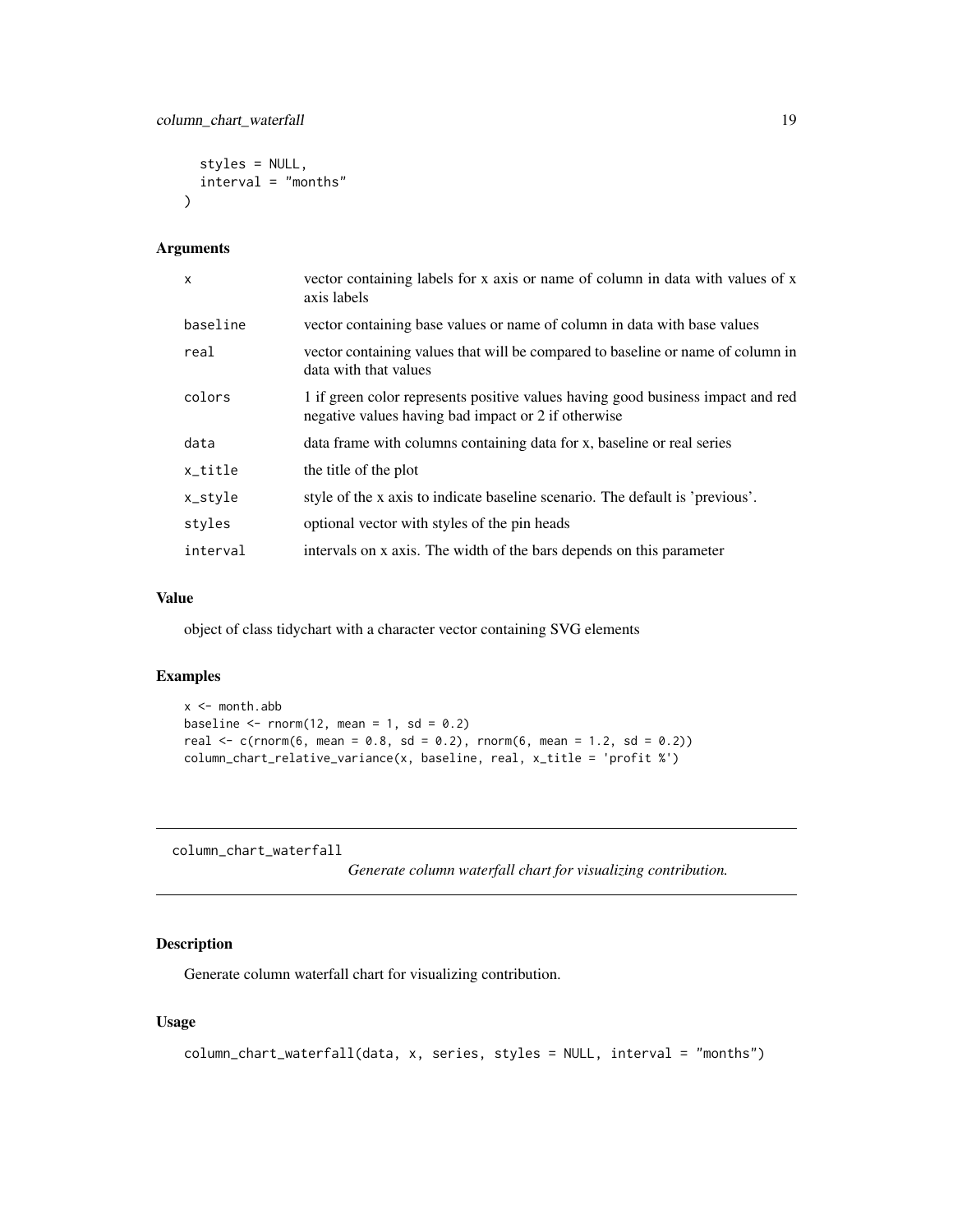```
  styles = NULL,
  interval = "months"
)
```

### Arguments

| | |
|---|---|
| x | vector containing labels for x axis or name of column in data with values of x axis labels |
| baseline | vector containing base values or name of column in data with base values |
| real | vector containing values that will be compared to baseline or name of column in data with that values |
| colors | 1 if green color represents positive values having good business impact and red negative values having bad impact or 2 if otherwise |
| data | data frame with columns containing data for x, baseline or real series |
| x_title | the title of the plot |
| x_style | style of the x axis to indicate baseline scenario. The default is 'previous'. |
| styles | optional vector with styles of the pin heads |
| interval | intervals on x axis. The width of the bars depends on this parameter |

### Value

object of class tidychart with a character vector containing SVG elements

### Examples

```
x <- month.abb
baseline <- rnorm(12, mean = 1, sd = 0.2)
real <- c(rnorm(6, mean = 0.8, sd = 0.2), rnorm(6, mean = 1.2, sd = 0.2))
column_chart_relative_variance(x, baseline, real, x_title = 'profit %')
```

---

## column_chart_waterfall

*Generate column waterfall chart for visualizing contribution.*

---

### Description

Generate column waterfall chart for visualizing contribution.

### Usage

```
column_chart_waterfall(data, x, series, styles = NULL, interval = "months")
```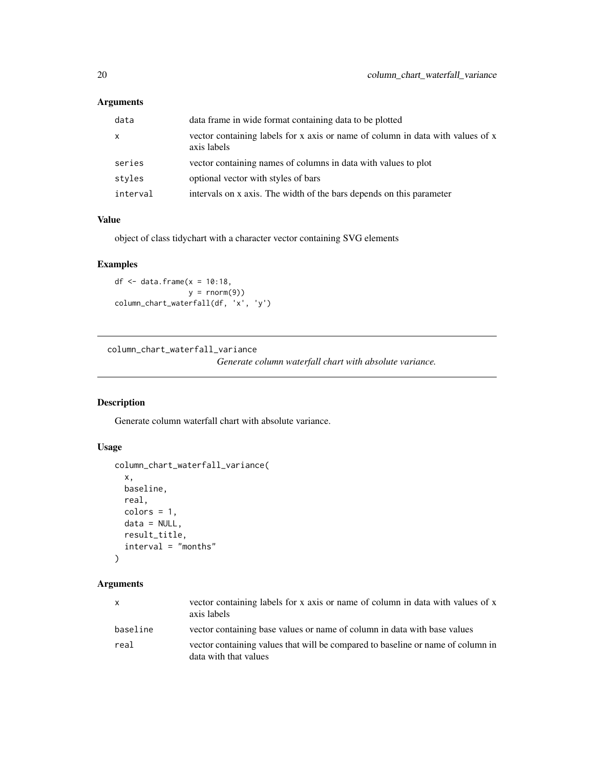### Arguments

| | |
|---|---|
| data | data frame in wide format containing data to be plotted |
| x | vector containing labels for x axis or name of column in data with values of x axis labels |
| series | vector containing names of columns in data with values to plot |
| styles | optional vector with styles of bars |
| interval | intervals on x axis. The width of the bars depends on this parameter |

### Value

object of class tidychart with a character vector containing SVG elements

### Examples

```
df <- data.frame(x = 10:18,
                 y = rnorm(9))
column_chart_waterfall(df, 'x', 'y')
```

---

## column_chart_waterfall_variance

*Generate column waterfall chart with absolute variance.*

---

### Description

Generate column waterfall chart with absolute variance.

### Usage

```
column_chart_waterfall_variance(
  x,
  baseline,
  real,
  colors = 1,
  data = NULL,
  result_title,
  interval = "months"
)
```

### Arguments

| | |
|---|---|
| x | vector containing labels for x axis or name of column in data with values of x axis labels |
| baseline | vector containing base values or name of column in data with base values |
| real | vector containing values that will be compared to baseline or name of column in data with that values |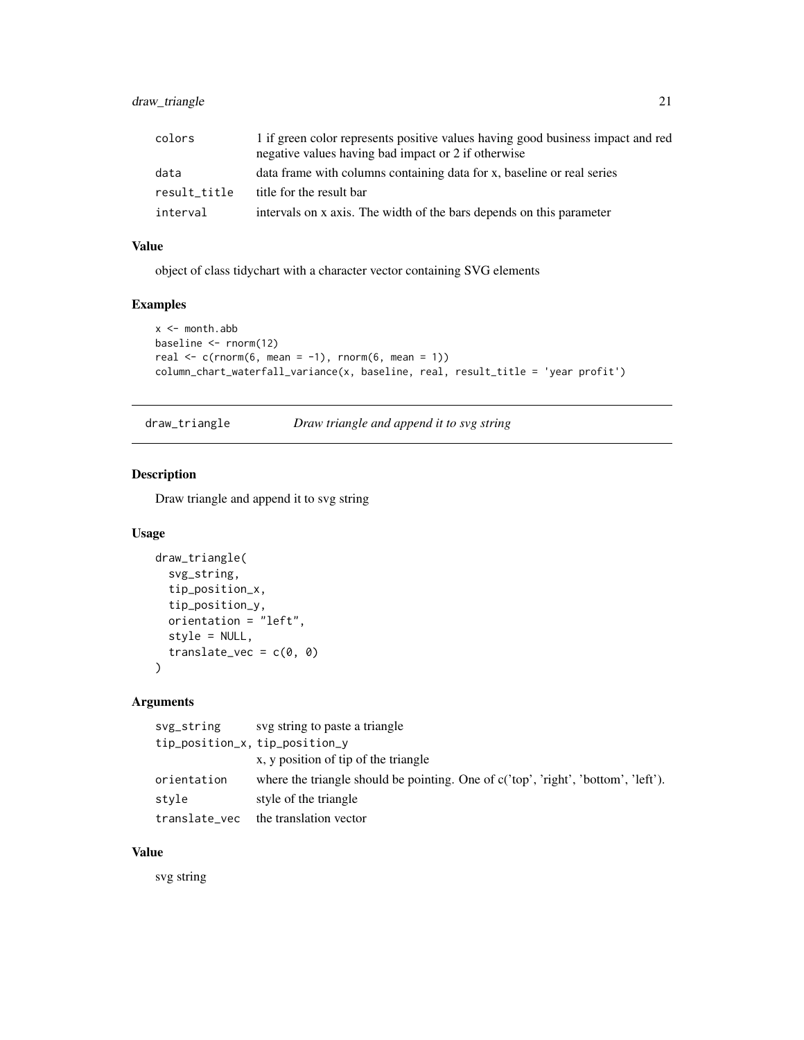| | |
|---|---|
| colors | 1 if green color represents positive values having good business impact and red negative values having bad impact or 2 if otherwise |
| data | data frame with columns containing data for x, baseline or real series |
| result_title | title for the result bar |
| interval | intervals on x axis. The width of the bars depends on this parameter |

### Value

object of class tidychart with a character vector containing SVG elements

### Examples

```
x <- month.abb
baseline <- rnorm(12)
real <- c(rnorm(6, mean = -1), rnorm(6, mean = 1))
column_chart_waterfall_variance(x, baseline, real, result_title = 'year profit')
```

## draw_triangle    *Draw triangle and append it to svg string*

### Description

Draw triangle and append it to svg string

### Usage

```
draw_triangle(
  svg_string,
  tip_position_x,
  tip_position_y,
  orientation = "left",
  style = NULL,
  translate_vec = c(0, 0)
)
```

### Arguments

| | |
|---|---|
| svg_string | svg string to paste a triangle |
| tip_position_x, tip_position_y | x, y position of tip of the triangle |
| orientation | where the triangle should be pointing. One of c('top', 'right', 'bottom', 'left'). |
| style | style of the triangle |
| translate_vec | the translation vector |

### Value

svg string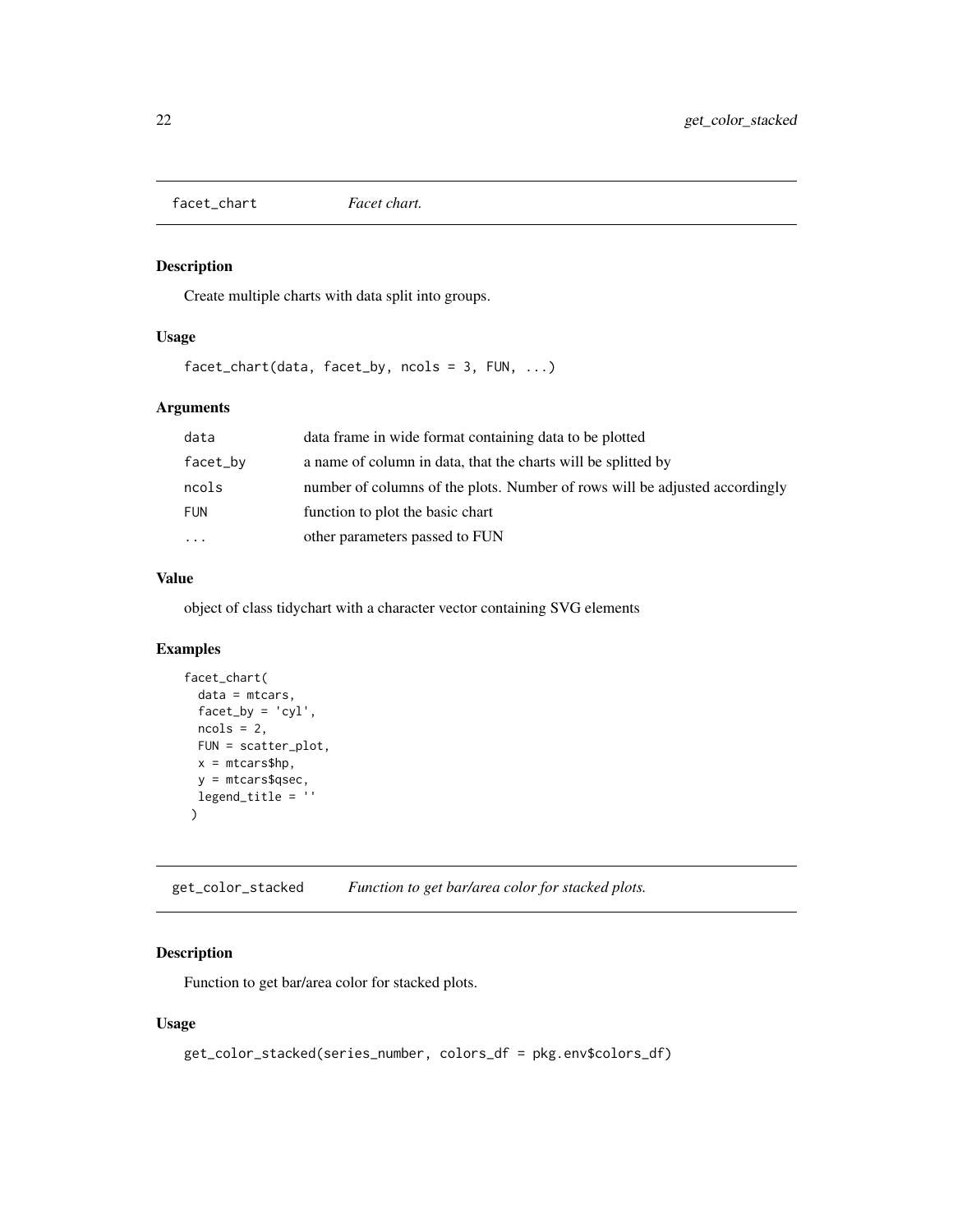## facet_chart *Facet chart.*

### Description

Create multiple charts with data split into groups.

### Usage

```
facet_chart(data, facet_by, ncols = 3, FUN, ...)
```

### Arguments

| | |
|---|---|
| `data` | data frame in wide format containing data to be plotted |
| `facet_by` | a name of column in data, that the charts will be splitted by |
| `ncols` | number of columns of the plots. Number of rows will be adjusted accordingly |
| `FUN` | function to plot the basic chart |
| `...` | other parameters passed to FUN |

### Value

object of class tidychart with a character vector containing SVG elements

### Examples

```
facet_chart(
  data = mtcars,
  facet_by = 'cyl',
  ncols = 2,
  FUN = scatter_plot,
  x = mtcars$hp,
  y = mtcars$qsec,
  legend_title = ''
 )
```

## get_color_stacked *Function to get bar/area color for stacked plots.*

### Description

Function to get bar/area color for stacked plots.

### Usage

```
get_color_stacked(series_number, colors_df = pkg.env$colors_df)
```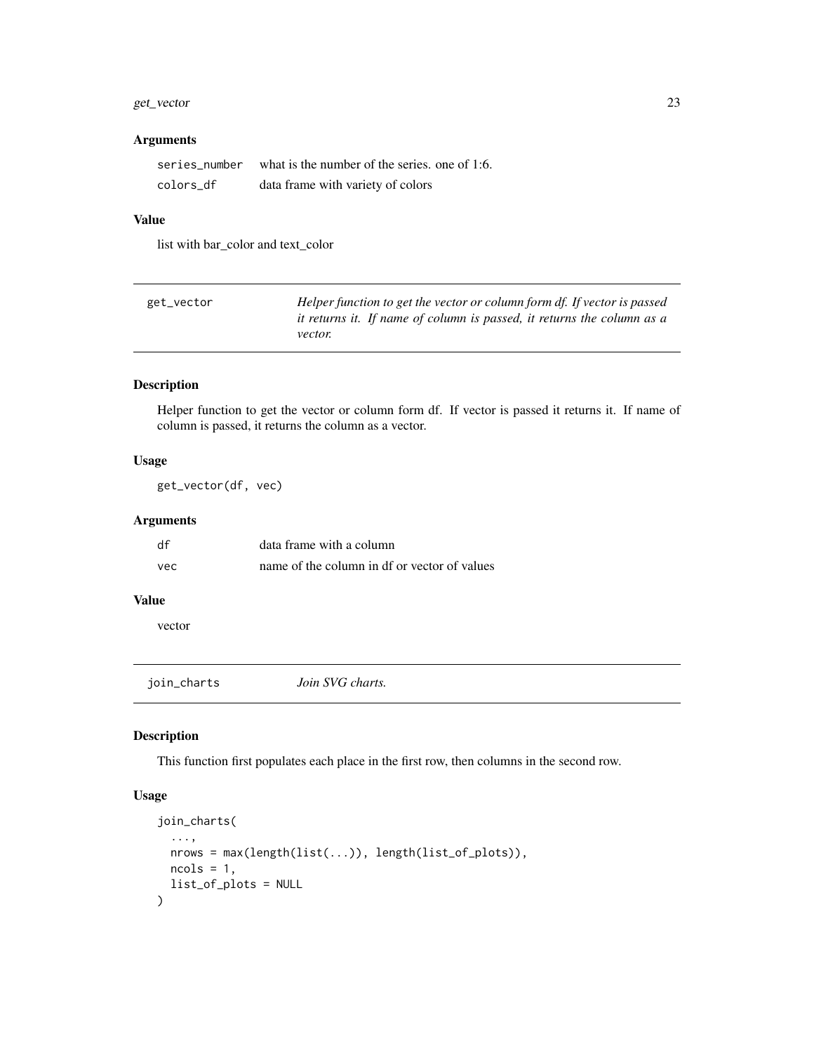### Arguments

| | |
|---|---|
| series_number | what is the number of the series. one of 1:6. |
| colors_df | data frame with variety of colors |

### Value

list with bar_color and text_color

---

## get_vector — *Helper function to get the vector or column form df. If vector is passed it returns it. If name of column is passed, it returns the column as a vector.*

### Description

Helper function to get the vector or column form df. If vector is passed it returns it. If name of column is passed, it returns the column as a vector.

### Usage

```
get_vector(df, vec)
```

### Arguments

| | |
|---|---|
| df | data frame with a column |
| vec | name of the column in df or vector of values |

### Value

vector

---

## join_charts — *Join SVG charts.*

### Description

This function first populates each place in the first row, then columns in the second row.

### Usage

```
join_charts(
  ...,
  nrows = max(length(list(...)), length(list_of_plots)),
  ncols = 1,
  list_of_plots = NULL
)
```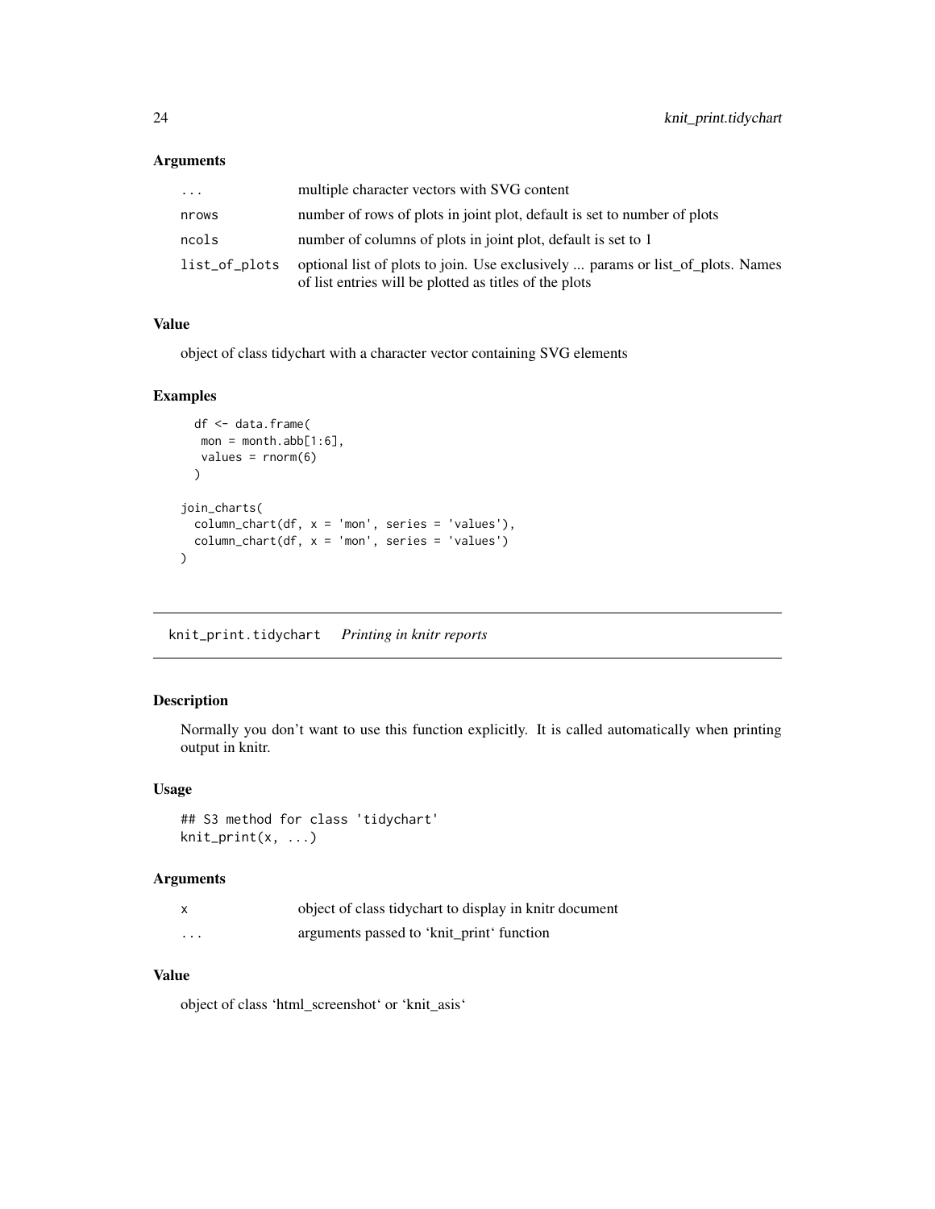### Arguments

| | |
|---|---|
| `...` | multiple character vectors with SVG content |
| `nrows` | number of rows of plots in joint plot, default is set to number of plots |
| `ncols` | number of columns of plots in joint plot, default is set to 1 |
| `list_of_plots` | optional list of plots to join. Use exclusively ... params or list_of_plots. Names of list entries will be plotted as titles of the plots |

### Value

object of class tidychart with a character vector containing SVG elements

### Examples

```
  df <- data.frame(
   mon = month.abb[1:6],
   values = rnorm(6)
  )

join_charts(
  column_chart(df, x = 'mon', series = 'values'),
  column_chart(df, x = 'mon', series = 'values')
)
```

---

## knit_print.tidychart *Printing in knitr reports*

### Description

Normally you don't want to use this function explicitly. It is called automatically when printing output in knitr.

### Usage

```
## S3 method for class 'tidychart'
knit_print(x, ...)
```

### Arguments

| | |
|---|---|
| `x` | object of class tidychart to display in knitr document |
| `...` | arguments passed to 'knit_print' function |

### Value

object of class 'html_screenshot' or 'knit_asis'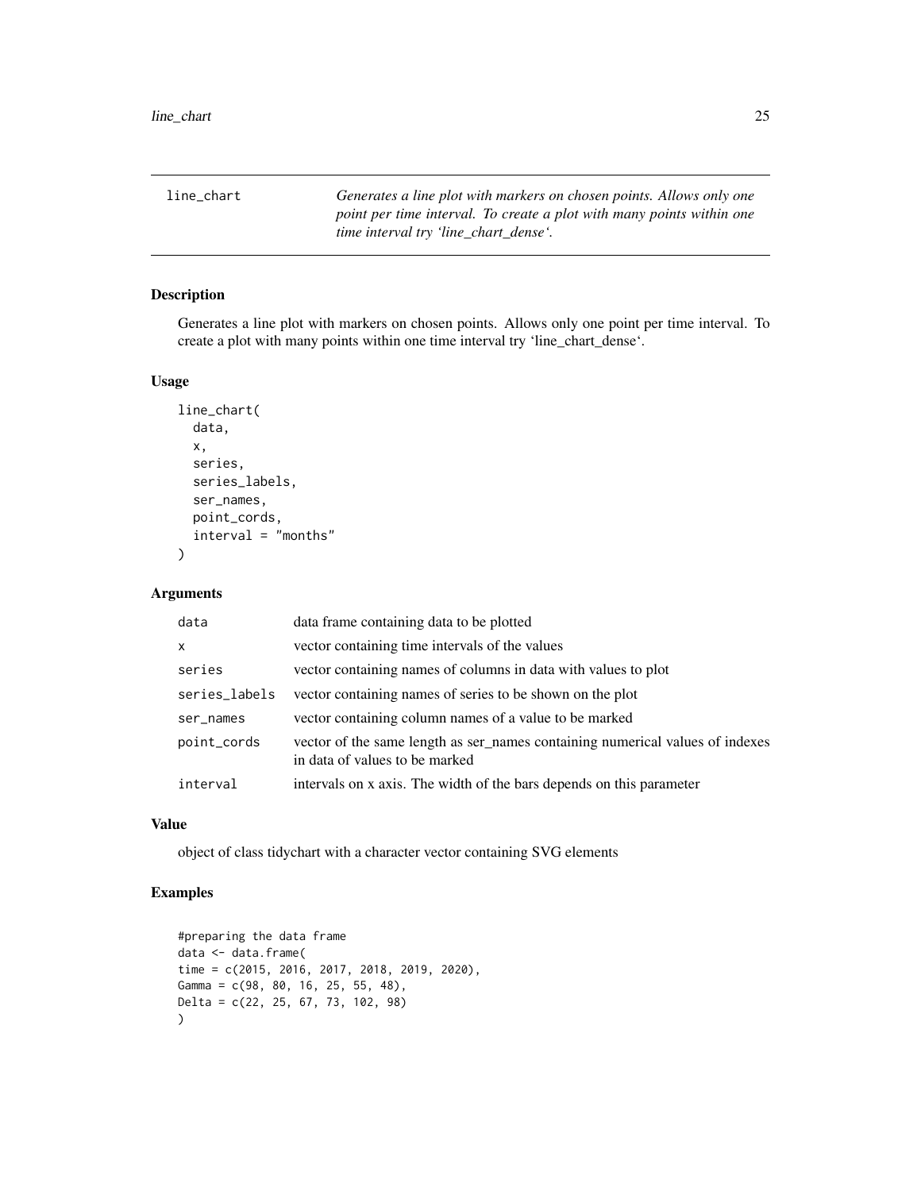| line_chart | *Generates a line plot with markers on chosen points. Allows only one point per time interval. To create a plot with many points within one time interval try 'line_chart_dense'.* |
|---|---|

## Description

Generates a line plot with markers on chosen points. Allows only one point per time interval. To create a plot with many points within one time interval try 'line_chart_dense'.

## Usage

```
line_chart(
  data,
  x,
  series,
  series_labels,
  ser_names,
  point_cords,
  interval = "months"
)
```

## Arguments

| | |
|---|---|
| data | data frame containing data to be plotted |
| x | vector containing time intervals of the values |
| series | vector containing names of columns in data with values to plot |
| series_labels | vector containing names of series to be shown on the plot |
| ser_names | vector containing column names of a value to be marked |
| point_cords | vector of the same length as ser_names containing numerical values of indexes in data of values to be marked |
| interval | intervals on x axis. The width of the bars depends on this parameter |

## Value

object of class tidychart with a character vector containing SVG elements

## Examples

```
#preparing the data frame
data <- data.frame(
time = c(2015, 2016, 2017, 2018, 2019, 2020),
Gamma = c(98, 80, 16, 25, 55, 48),
Delta = c(22, 25, 67, 73, 102, 98)
)
```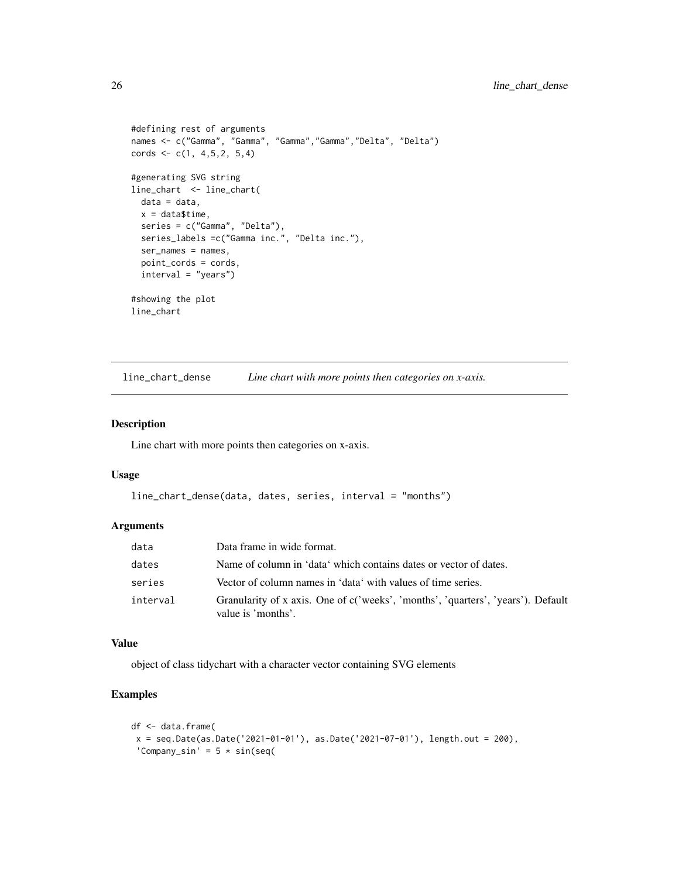```
#defining rest of arguments
names <- c("Gamma", "Gamma", "Gamma","Gamma","Delta", "Delta")
cords <- c(1, 4,5,2, 5,4)

#generating SVG string
line_chart  <- line_chart(
  data = data,
  x = data$time,
  series = c("Gamma", "Delta"),
  series_labels =c("Gamma inc.", "Delta inc."),
  ser_names = names,
  point_cords = cords,
  interval = "years")

#showing the plot
line_chart
```

---

## line_chart_dense — *Line chart with more points then categories on x-axis.*

---

### Description

Line chart with more points then categories on x-axis.

### Usage

```
line_chart_dense(data, dates, series, interval = "months")
```

### Arguments

| | |
|---|---|
| data | Data frame in wide format. |
| dates | Name of column in 'data' which contains dates or vector of dates. |
| series | Vector of column names in 'data' with values of time series. |
| interval | Granularity of x axis. One of c('weeks', 'months', 'quarters', 'years'). Default value is 'months'. |

### Value

object of class tidychart with a character vector containing SVG elements

### Examples

```
df <- data.frame(
 x = seq.Date(as.Date('2021-01-01'), as.Date('2021-07-01'), length.out = 200),
 'Company_sin' = 5 * sin(seq(
```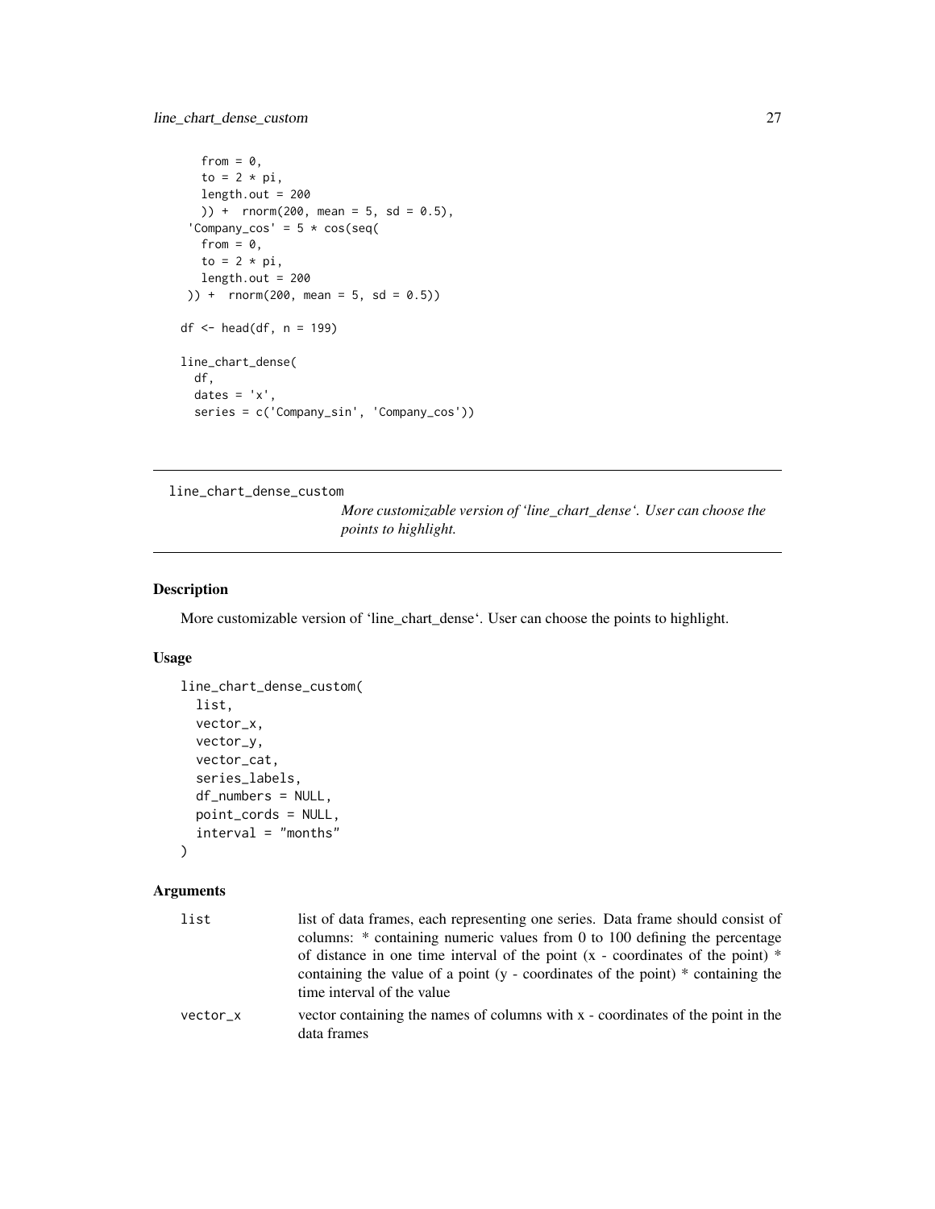```
    from = 0,
    to = 2 * pi,
    length.out = 200
    )) +  rnorm(200, mean = 5, sd = 0.5),
  'Company_cos' = 5 * cos(seq(
    from = 0,
    to = 2 * pi,
    length.out = 200
 )) +  rnorm(200, mean = 5, sd = 0.5))

df <- head(df, n = 199)

line_chart_dense(
  df,
  dates = 'x',
  series = c('Company_sin', 'Company_cos'))
```

---

## line_chart_dense_custom

*More customizable version of 'line_chart_dense'. User can choose the points to highlight.*

### Description

More customizable version of 'line_chart_dense'. User can choose the points to highlight.

### Usage

```
line_chart_dense_custom(
  list,
  vector_x,
  vector_y,
  vector_cat,
  series_labels,
  df_numbers = NULL,
  point_cords = NULL,
  interval = "months"
)
```

### Arguments

| | |
|---|---|
| list | list of data frames, each representing one series. Data frame should consist of columns: * containing numeric values from 0 to 100 defining the percentage of distance in one time interval of the point (x - coordinates of the point) * containing the value of a point (y - coordinates of the point) * containing the time interval of the value |
| vector_x | vector containing the names of columns with x - coordinates of the point in the data frames |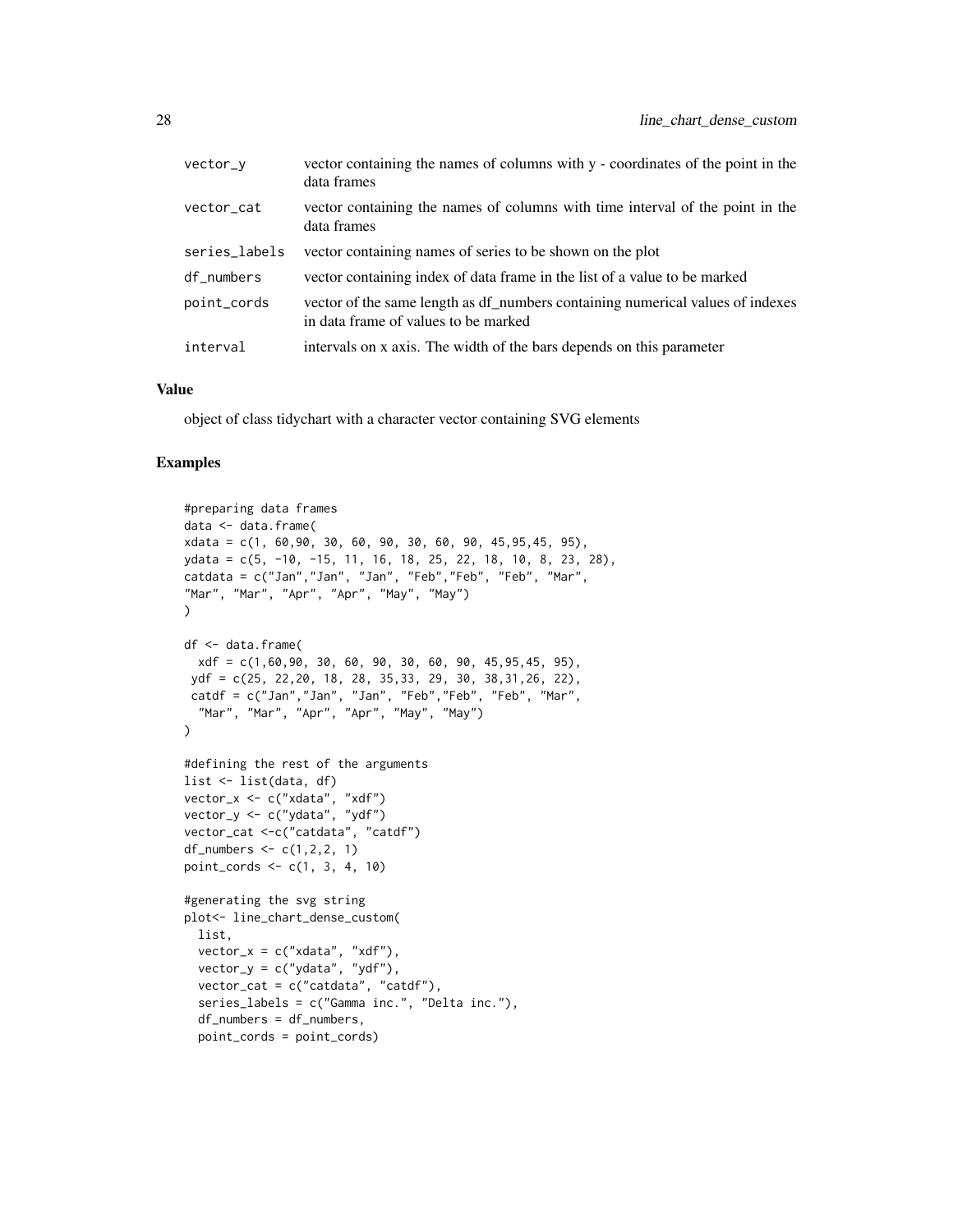| | |
|---|---|
| vector_y | vector containing the names of columns with y - coordinates of the point in the data frames |
| vector_cat | vector containing the names of columns with time interval of the point in the data frames |
| series_labels | vector containing names of series to be shown on the plot |
| df_numbers | vector containing index of data frame in the list of a value to be marked |
| point_cords | vector of the same length as df_numbers containing numerical values of indexes in data frame of values to be marked |
| interval | intervals on x axis. The width of the bars depends on this parameter |

### Value

object of class tidychart with a character vector containing SVG elements

### Examples

```
#preparing data frames
data <- data.frame(
xdata = c(1, 60,90, 30, 60, 90, 30, 60, 90, 45,95,45, 95),
ydata = c(5, -10, -15, 11, 16, 18, 25, 22, 18, 10, 8, 23, 28),
catdata = c("Jan","Jan", "Jan", "Feb","Feb", "Feb", "Mar",
"Mar", "Mar", "Apr", "Apr", "May", "May")
)

df <- data.frame(
  xdf = c(1,60,90, 30, 60, 90, 30, 60, 90, 45,95,45, 95),
 ydf = c(25, 22,20, 18, 28, 35,33, 29, 30, 38,31,26, 22),
 catdf = c("Jan","Jan", "Jan", "Feb","Feb", "Feb", "Mar",
  "Mar", "Mar", "Apr", "Apr", "May", "May")
)

#defining the rest of the arguments
list <- list(data, df)
vector_x <- c("xdata", "xdf")
vector_y <- c("ydata", "ydf")
vector_cat <-c("catdata", "catdf")
df_numbers <- c(1,2,2, 1)
point_cords <- c(1, 3, 4, 10)

#generating the svg string
plot<- line_chart_dense_custom(
  list,
  vector_x = c("xdata", "xdf"),
  vector_y = c("ydata", "ydf"),
  vector_cat = c("catdata", "catdf"),
  series_labels = c("Gamma inc.", "Delta inc."),
  df_numbers = df_numbers,
  point_cords = point_cords)
```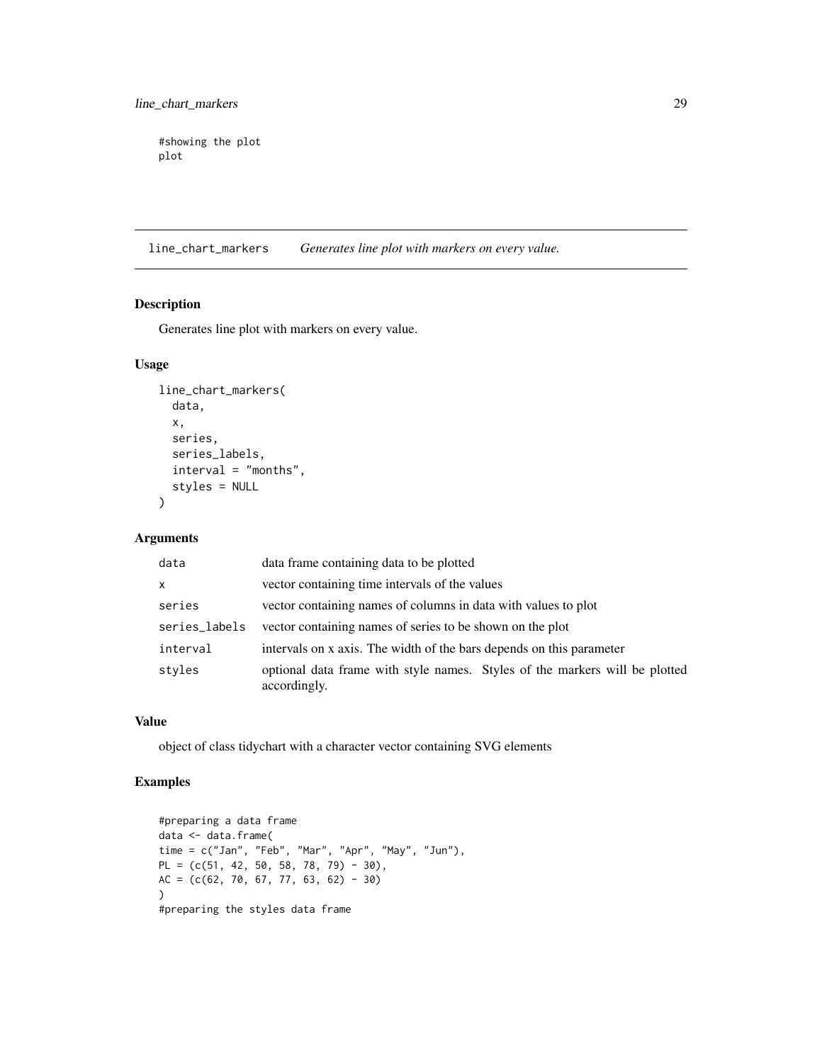```
#showing the plot
plot
```

---

line_chart_markers *Generates line plot with markers on every value.*

---

## Description

Generates line plot with markers on every value.

## Usage

```
line_chart_markers(
  data,
  x,
  series,
  series_labels,
  interval = "months",
  styles = NULL
)
```

## Arguments

| | |
|---|---|
| data | data frame containing data to be plotted |
| x | vector containing time intervals of the values |
| series | vector containing names of columns in data with values to plot |
| series_labels | vector containing names of series to be shown on the plot |
| interval | intervals on x axis. The width of the bars depends on this parameter |
| styles | optional data frame with style names. Styles of the markers will be plotted accordingly. |

## Value

object of class tidychart with a character vector containing SVG elements

## Examples

```
#preparing a data frame
data <- data.frame(
time = c("Jan", "Feb", "Mar", "Apr", "May", "Jun"),
PL = (c(51, 42, 50, 58, 78, 79) - 30),
AC = (c(62, 70, 67, 77, 63, 62) - 30)
)
#preparing the styles data frame
```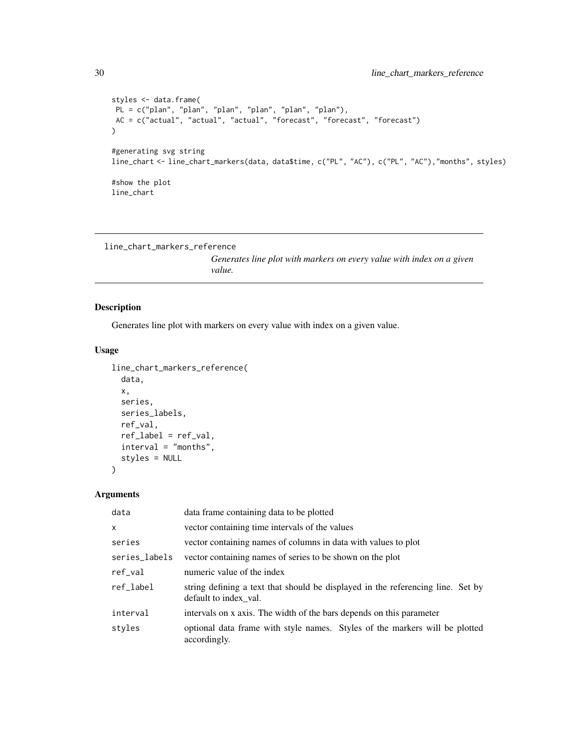```
styles <- data.frame(
 PL = c("plan", "plan", "plan", "plan", "plan", "plan"),
 AC = c("actual", "actual", "actual", "forecast", "forecast", "forecast")
)

#generating svg string
line_chart <- line_chart_markers(data, data$time, c("PL", "AC"), c("PL", "AC"),"months", styles)

#show the plot
line_chart
```

---

## line_chart_markers_reference

*Generates line plot with markers on every value with index on a given value.*

---

### Description

Generates line plot with markers on every value with index on a given value.

### Usage

```
line_chart_markers_reference(
  data,
  x,
  series,
  series_labels,
  ref_val,
  ref_label = ref_val,
  interval = "months",
  styles = NULL
)
```

### Arguments

| | |
|---|---|
| `data` | data frame containing data to be plotted |
| `x` | vector containing time intervals of the values |
| `series` | vector containing names of columns in data with values to plot |
| `series_labels` | vector containing names of series to be shown on the plot |
| `ref_val` | numeric value of the index |
| `ref_label` | string defining a text that should be displayed in the referencing line. Set by default to index_val. |
| `interval` | intervals on x axis. The width of the bars depends on this parameter |
| `styles` | optional data frame with style names. Styles of the markers will be plotted accordingly. |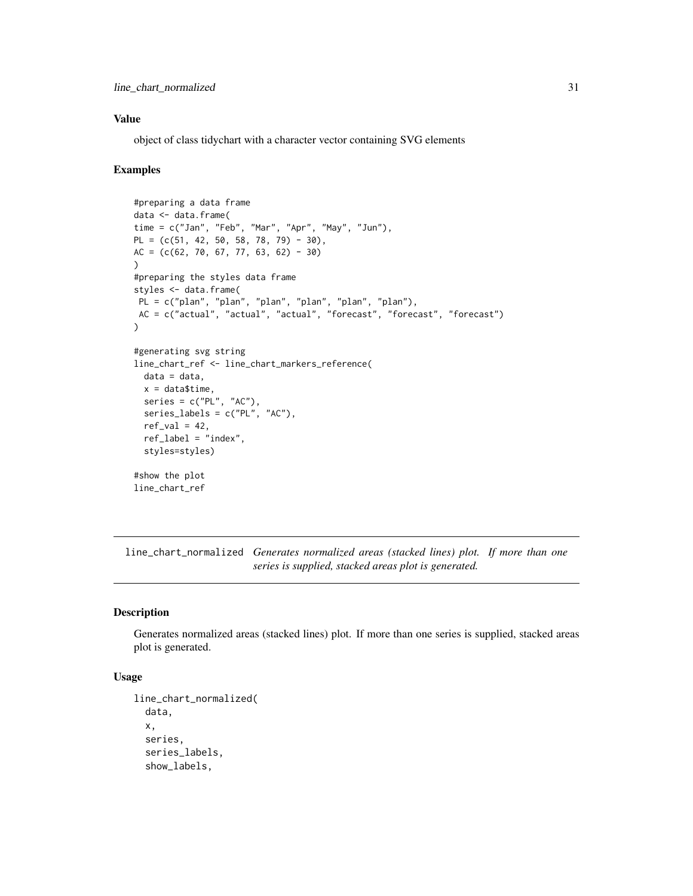## Value

object of class tidychart with a character vector containing SVG elements

## Examples

```
#preparing a data frame
data <- data.frame(
time = c("Jan", "Feb", "Mar", "Apr", "May", "Jun"),
PL = (c(51, 42, 50, 58, 78, 79) - 30),
AC = (c(62, 70, 67, 77, 63, 62) - 30)
)
#preparing the styles data frame
styles <- data.frame(
 PL = c("plan", "plan", "plan", "plan", "plan", "plan"),
 AC = c("actual", "actual", "actual", "forecast", "forecast", "forecast")
)

#generating svg string
line_chart_ref <- line_chart_markers_reference(
  data = data,
  x = data$time,
  series = c("PL", "AC"),
  series_labels = c("PL", "AC"),
  ref_val = 42,
  ref_label = "index",
  styles=styles)

#show the plot
line_chart_ref
```

---

# line_chart_normalized *Generates normalized areas (stacked lines) plot. If more than one series is supplied, stacked areas plot is generated.*

---

## Description

Generates normalized areas (stacked lines) plot. If more than one series is supplied, stacked areas plot is generated.

## Usage

```
line_chart_normalized(
  data,
  x,
  series,
  series_labels,
  show_labels,
```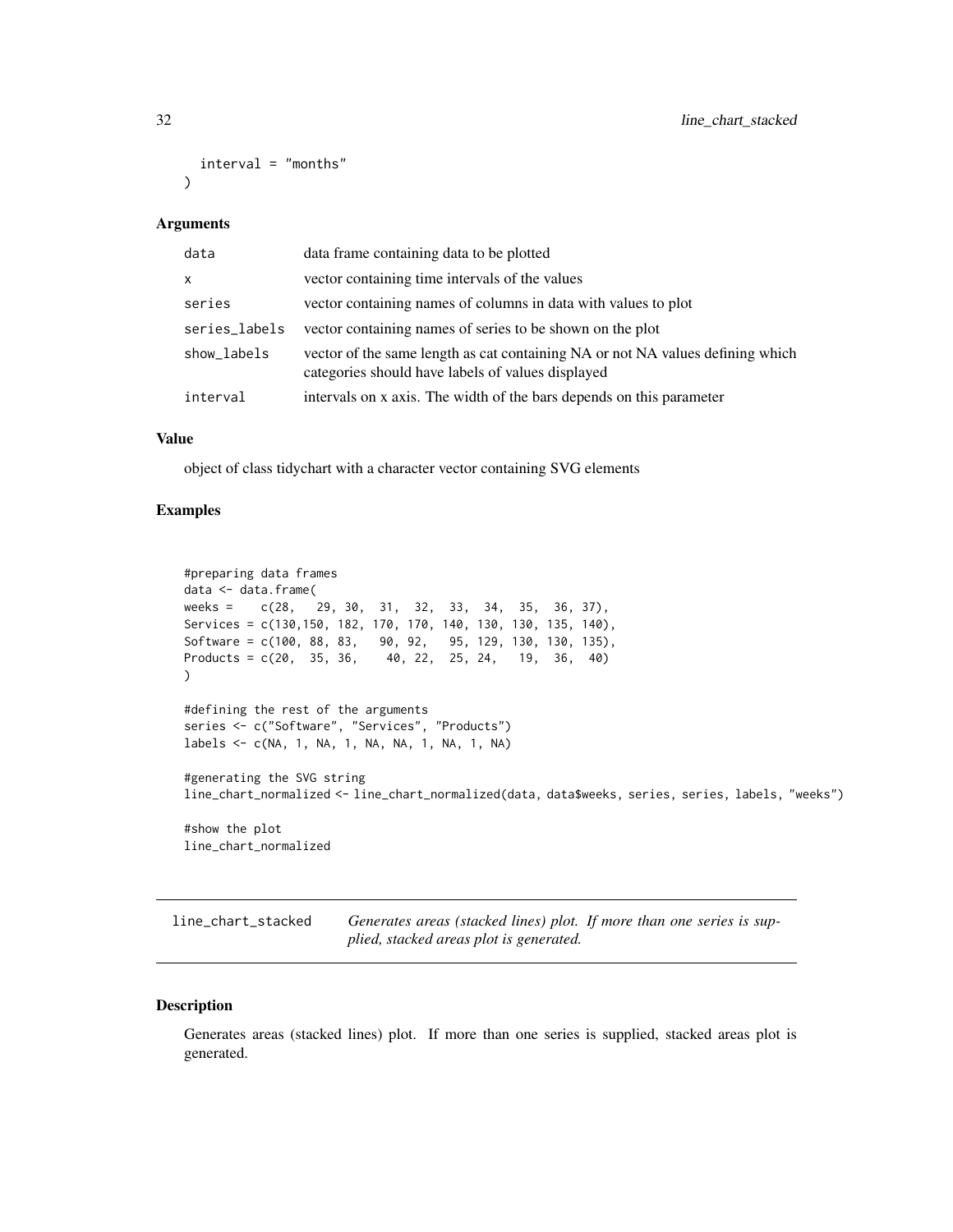```
  interval = "months"
)
```

### Arguments

| | |
|---|---|
| `data` | data frame containing data to be plotted |
| `x` | vector containing time intervals of the values |
| `series` | vector containing names of columns in data with values to plot |
| `series_labels` | vector containing names of series to be shown on the plot |
| `show_labels` | vector of the same length as cat containing NA or not NA values defining which categories should have labels of values displayed |
| `interval` | intervals on x axis. The width of the bars depends on this parameter |

### Value

object of class tidychart with a character vector containing SVG elements

### Examples

```
#preparing data frames
data <- data.frame(
weeks =    c(28,   29, 30,  31,  32,  33,  34,  35,  36, 37),
Services = c(130,150, 182, 170, 170, 140, 130, 130, 135, 140),
Software = c(100, 88, 83,   90, 92,   95, 129, 130, 130, 135),
Products = c(20,  35, 36,    40, 22,  25, 24,   19,  36,  40)
)

#defining the rest of the arguments
series <- c("Software", "Services", "Products")
labels <- c(NA, 1, NA, 1, NA, NA, 1, NA, 1, NA)

#generating the SVG string
line_chart_normalized <- line_chart_normalized(data, data$weeks, series, series, labels, "weeks")

#show the plot
line_chart_normalized
```

---

## line_chart_stacked

*Generates areas (stacked lines) plot. If more than one series is supplied, stacked areas plot is generated.*

---

### Description

Generates areas (stacked lines) plot. If more than one series is supplied, stacked areas plot is generated.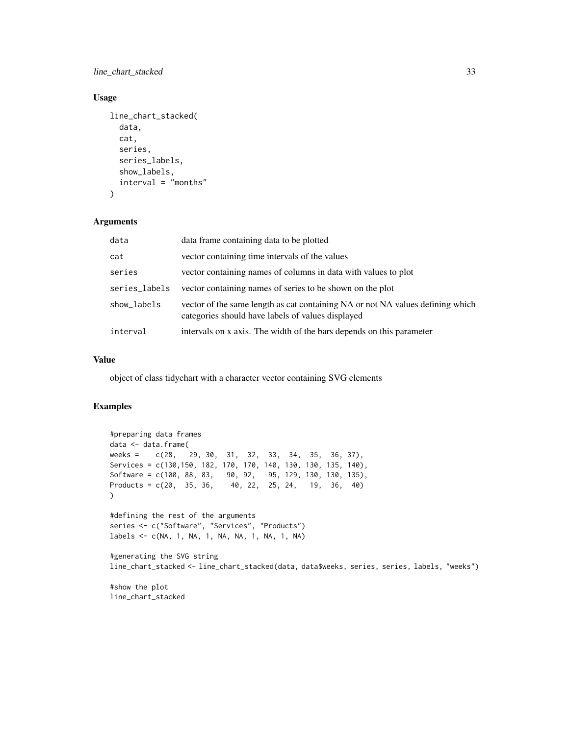## Usage

```
line_chart_stacked(
  data,
  cat,
  series,
  series_labels,
  show_labels,
  interval = "months"
)
```

## Arguments

| | |
|---|---|
| data | data frame containing data to be plotted |
| cat | vector containing time intervals of the values |
| series | vector containing names of columns in data with values to plot |
| series_labels | vector containing names of series to be shown on the plot |
| show_labels | vector of the same length as cat containing NA or not NA values defining which categories should have labels of values displayed |
| interval | intervals on x axis. The width of the bars depends on this parameter |

## Value

object of class tidychart with a character vector containing SVG elements

## Examples

```
#preparing data frames
data <- data.frame(
weeks =    c(28,   29, 30,  31,  32,  33,  34,  35,  36, 37),
Services = c(130,150, 182, 170, 170, 140, 130, 130, 135, 140),
Software = c(100, 88, 83,   90, 92,   95, 129, 130, 130, 135),
Products = c(20,  35, 36,    40, 22,  25, 24,   19,  36,  40)
)

#defining the rest of the arguments
series <- c("Software", "Services", "Products")
labels <- c(NA, 1, NA, 1, NA, NA, 1, NA, 1, NA)

#generating the SVG string
line_chart_stacked <- line_chart_stacked(data, data$weeks, series, series, labels, "weeks")

#show the plot
line_chart_stacked
```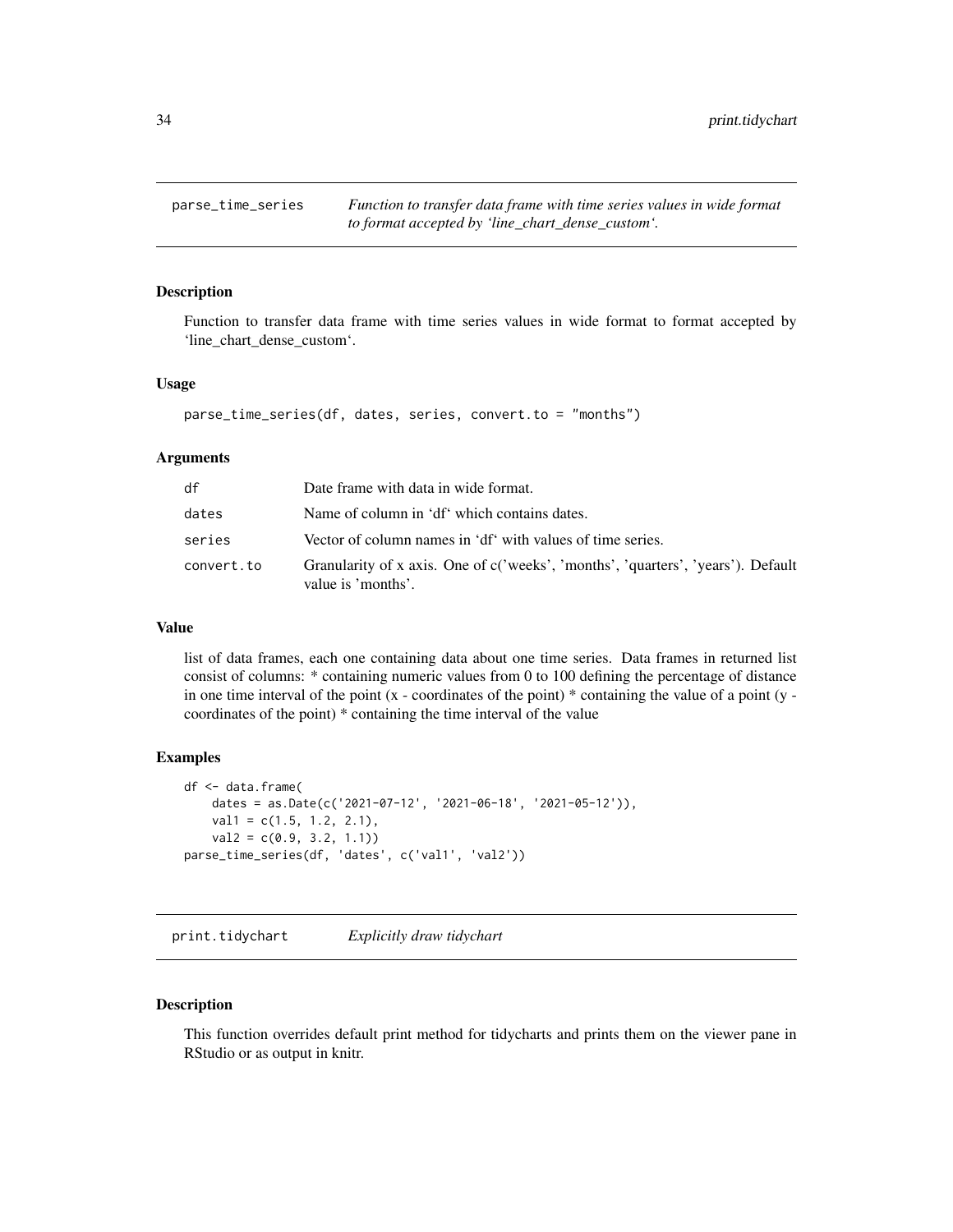## parse_time_series

*Function to transfer data frame with time series values in wide format to format accepted by 'line_chart_dense_custom'.*

### Description

Function to transfer data frame with time series values in wide format to format accepted by 'line_chart_dense_custom'.

### Usage

```
parse_time_series(df, dates, series, convert.to = "months")
```

### Arguments

| | |
|---|---|
| df | Date frame with data in wide format. |
| dates | Name of column in 'df' which contains dates. |
| series | Vector of column names in 'df' with values of time series. |
| convert.to | Granularity of x axis. One of c('weeks', 'months', 'quarters', 'years'). Default value is 'months'. |

### Value

list of data frames, each one containing data about one time series. Data frames in returned list consist of columns: * containing numeric values from 0 to 100 defining the percentage of distance in one time interval of the point (x - coordinates of the point) * containing the value of a point (y - coordinates of the point) * containing the time interval of the value

### Examples

```
df <- data.frame(
    dates = as.Date(c('2021-07-12', '2021-06-18', '2021-05-12')),
    val1 = c(1.5, 1.2, 2.1),
    val2 = c(0.9, 3.2, 1.1))
parse_time_series(df, 'dates', c('val1', 'val2'))
```

## print.tidychart

*Explicitly draw tidychart*

### Description

This function overrides default print method for tidycharts and prints them on the viewer pane in RStudio or as output in knitr.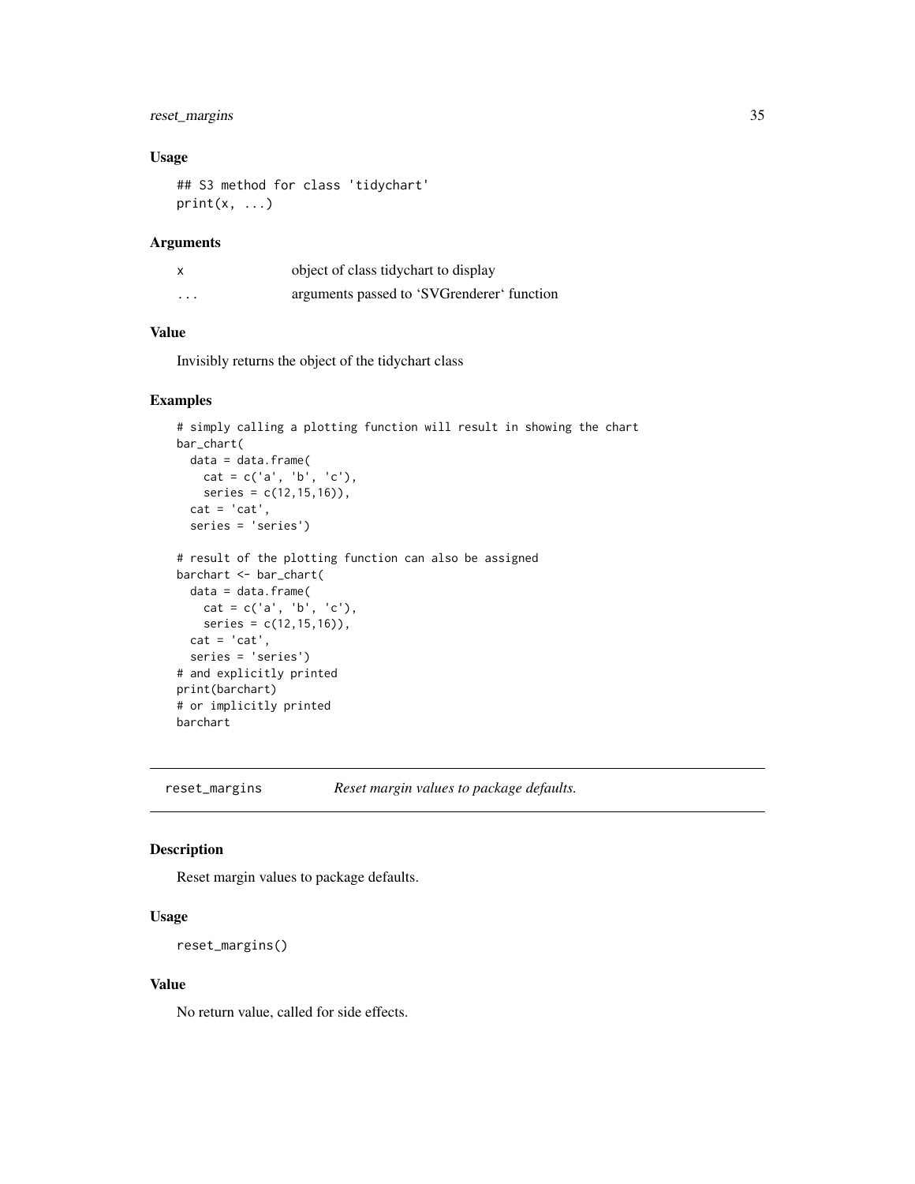### Usage

```
## S3 method for class 'tidychart'
print(x, ...)
```

### Arguments

| | |
|---|---|
| x | object of class tidychart to display |
| ... | arguments passed to 'SVGrenderer' function |

### Value

Invisibly returns the object of the tidychart class

### Examples

```
# simply calling a plotting function will result in showing the chart
bar_chart(
  data = data.frame(
    cat = c('a', 'b', 'c'),
    series = c(12,15,16)),
  cat = 'cat',
  series = 'series')

# result of the plotting function can also be assigned
barchart <- bar_chart(
  data = data.frame(
    cat = c('a', 'b', 'c'),
    series = c(12,15,16)),
  cat = 'cat',
  series = 'series')
# and explicitly printed
print(barchart)
# or implicitly printed
barchart
```

---

## reset_margins &emsp; *Reset margin values to package defaults.*

---

### Description

Reset margin values to package defaults.

### Usage

```
reset_margins()
```

### Value

No return value, called for side effects.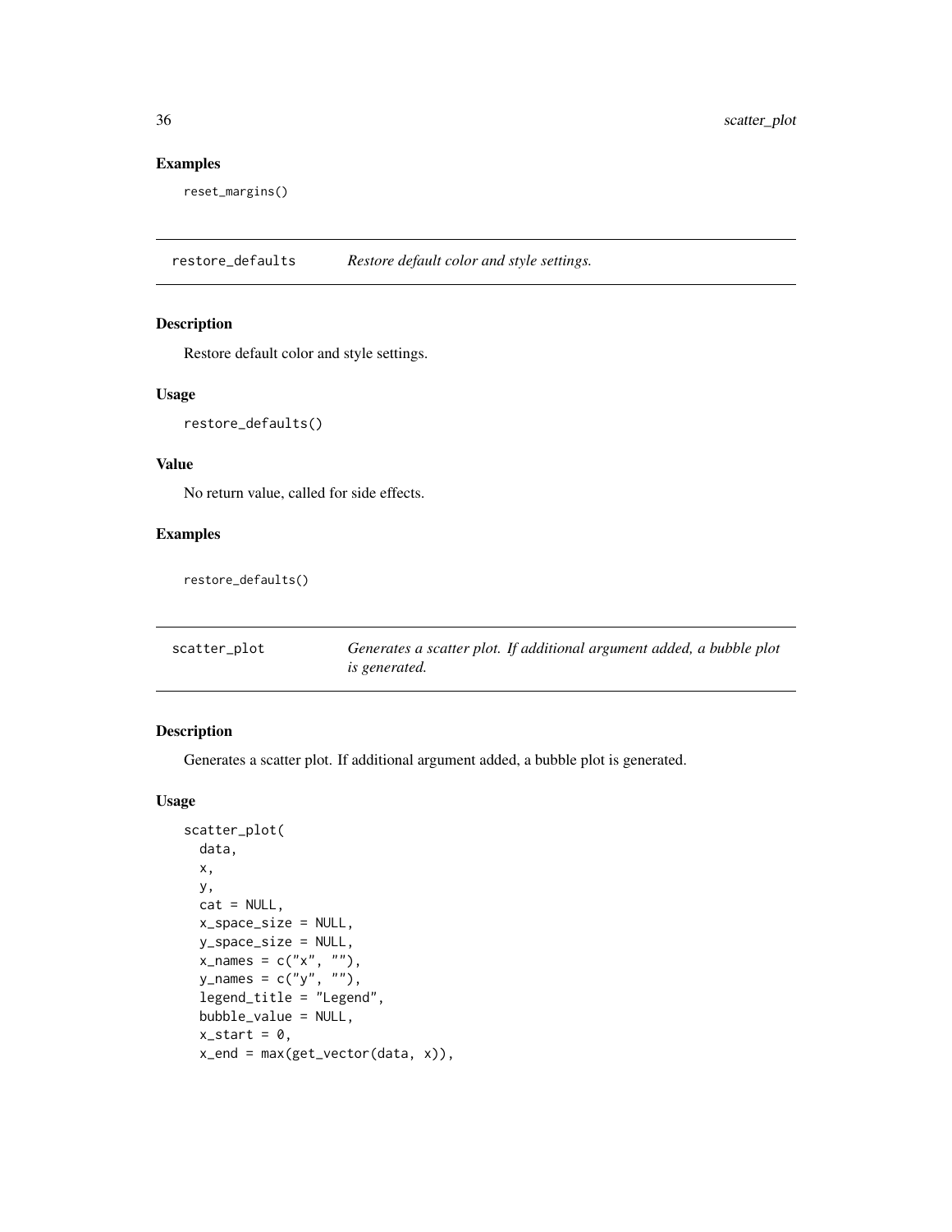## Examples

```
reset_margins()
```

# restore_defaults *Restore default color and style settings.*

## Description

Restore default color and style settings.

## Usage

```
restore_defaults()
```

## Value

No return value, called for side effects.

## Examples

```
restore_defaults()
```

# scatter_plot *Generates a scatter plot. If additional argument added, a bubble plot is generated.*

## Description

Generates a scatter plot. If additional argument added, a bubble plot is generated.

## Usage

```
scatter_plot(
  data,
  x,
  y,
  cat = NULL,
  x_space_size = NULL,
  y_space_size = NULL,
  x_names = c("x", ""),
  y_names = c("y", ""),
  legend_title = "Legend",
  bubble_value = NULL,
  x_start = 0,
  x_end = max(get_vector(data, x)),
```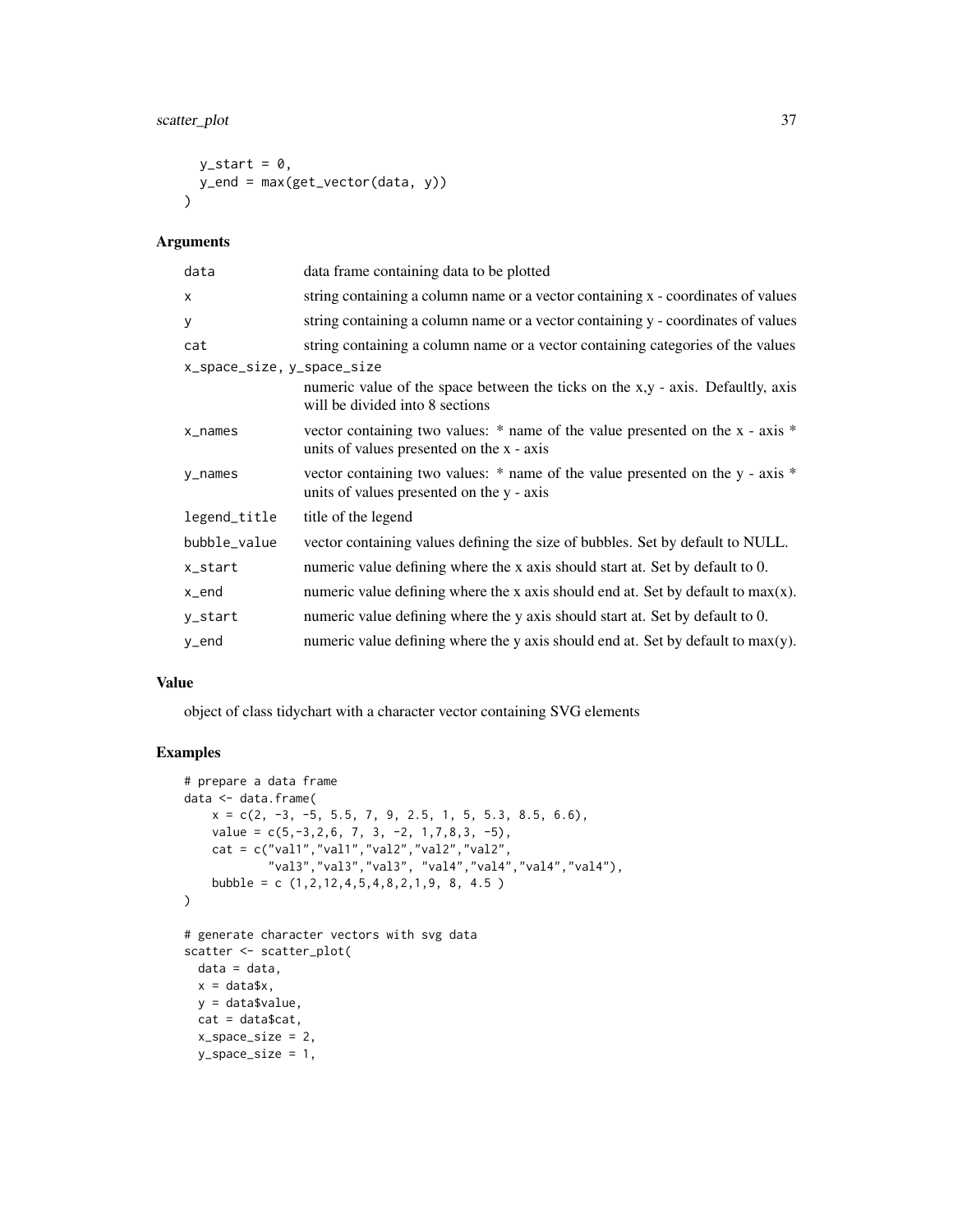```
  y_start = 0,
  y_end = max(get_vector(data, y))
)
```

### Arguments

| | |
|---|---|
| data | data frame containing data to be plotted |
| x | string containing a column name or a vector containing x - coordinates of values |
| y | string containing a column name or a vector containing y - coordinates of values |
| cat | string containing a column name or a vector containing categories of the values |
| x_space_size, y_space_size | numeric value of the space between the ticks on the x,y - axis. Defaultly, axis will be divided into 8 sections |
| x_names | vector containing two values: * name of the value presented on the x - axis * units of values presented on the x - axis |
| y_names | vector containing two values: * name of the value presented on the y - axis * units of values presented on the y - axis |
| legend_title | title of the legend |
| bubble_value | vector containing values defining the size of bubbles. Set by default to NULL. |
| x_start | numeric value defining where the x axis should start at. Set by default to 0. |
| x_end | numeric value defining where the x axis should end at. Set by default to max(x). |
| y_start | numeric value defining where the y axis should start at. Set by default to 0. |
| y_end | numeric value defining where the y axis should end at. Set by default to max(y). |

### Value

object of class tidychart with a character vector containing SVG elements

### Examples

```
# prepare a data frame
data <- data.frame(
    x = c(2, -3, -5, 5.5, 7, 9, 2.5, 1, 5, 5.3, 8.5, 6.6),
    value = c(5,-3,2,6, 7, 3, -2, 1,7,8,3, -5),
    cat = c("val1","val1","val2","val2","val2",
            "val3","val3","val3", "val4","val4","val4","val4"),
    bubble = c (1,2,12,4,5,4,8,2,1,9, 8, 4.5 )
)

# generate character vectors with svg data
scatter <- scatter_plot(
  data = data,
  x = data$x,
  y = data$value,
  cat = data$cat,
  x_space_size = 2,
  y_space_size = 1,
```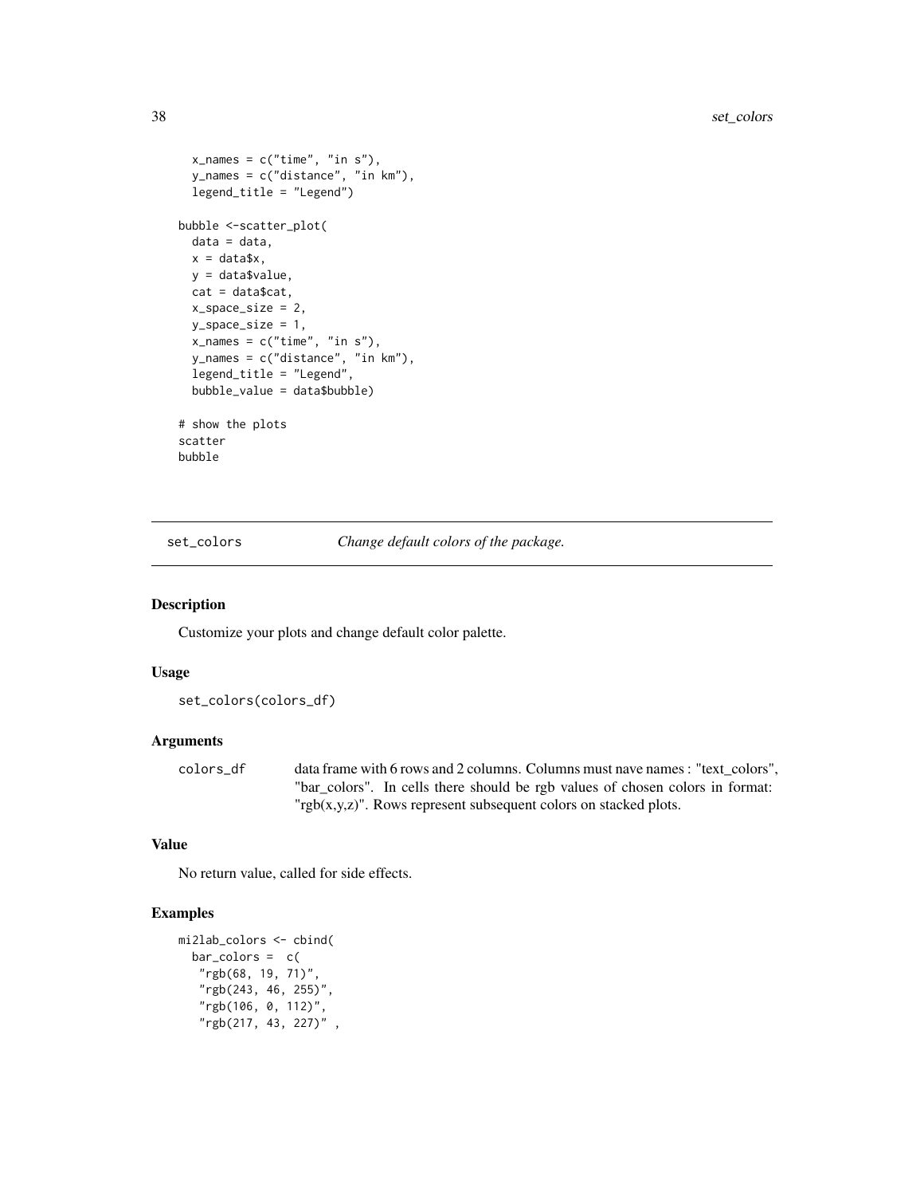```
  x_names = c("time", "in s"),
  y_names = c("distance", "in km"),
  legend_title = "Legend")

bubble <-scatter_plot(
  data = data,
  x = data$x,
  y = data$value,
  cat = data$cat,
  x_space_size = 2,
  y_space_size = 1,
  x_names = c("time", "in s"),
  y_names = c("distance", "in km"),
  legend_title = "Legend",
  bubble_value = data$bubble)

# show the plots
scatter
bubble
```

---

## set_colors — *Change default colors of the package.*

---

### Description

Customize your plots and change default color palette.

### Usage

```
set_colors(colors_df)
```

### Arguments

| | |
|---|---|
| `colors_df` | data frame with 6 rows and 2 columns. Columns must nave names : "text_colors", "bar_colors". In cells there should be rgb values of chosen colors in format: "rgb(x,y,z)". Rows represent subsequent colors on stacked plots. |

### Value

No return value, called for side effects.

### Examples

```
mi2lab_colors <- cbind(
  bar_colors =  c(
   "rgb(68, 19, 71)",
   "rgb(243, 46, 255)",
   "rgb(106, 0, 112)",
   "rgb(217, 43, 227)" ,
```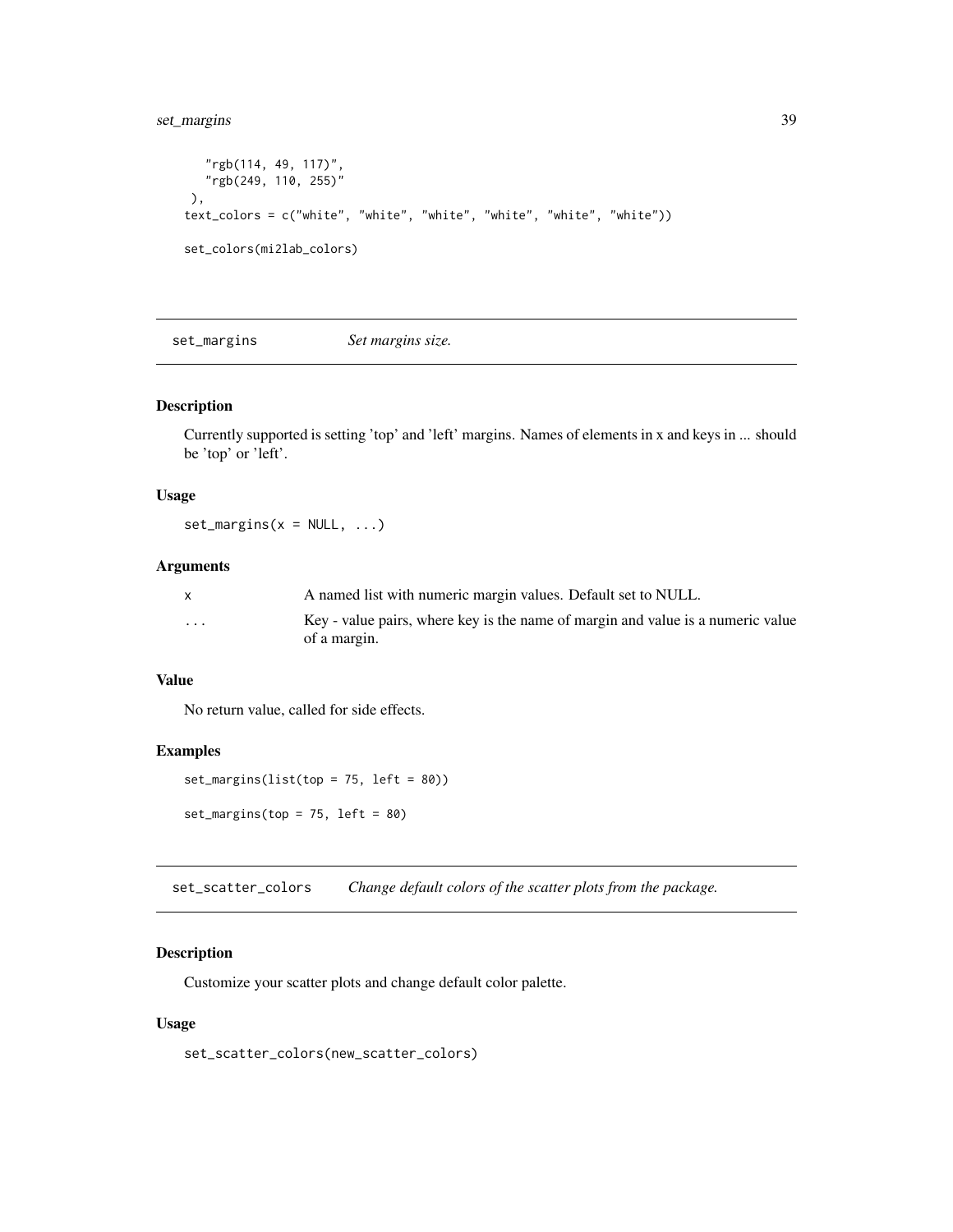```
    "rgb(114, 49, 117)",
    "rgb(249, 110, 255)"
  ),
text_colors = c("white", "white", "white", "white", "white", "white"))

set_colors(mi2lab_colors)
```

## set_margins — *Set margins size.*

### Description

Currently supported is setting 'top' and 'left' margins. Names of elements in x and keys in ... should be 'top' or 'left'.

### Usage

```
set_margins(x = NULL, ...)
```

### Arguments

| | |
|---|---|
| x | A named list with numeric margin values. Default set to NULL. |
| ... | Key - value pairs, where key is the name of margin and value is a numeric value of a margin. |

### Value

No return value, called for side effects.

### Examples

```
set_margins(list(top = 75, left = 80))

set_margins(top = 75, left = 80)
```

## set_scatter_colors — *Change default colors of the scatter plots from the package.*

### Description

Customize your scatter plots and change default color palette.

### Usage

```
set_scatter_colors(new_scatter_colors)
```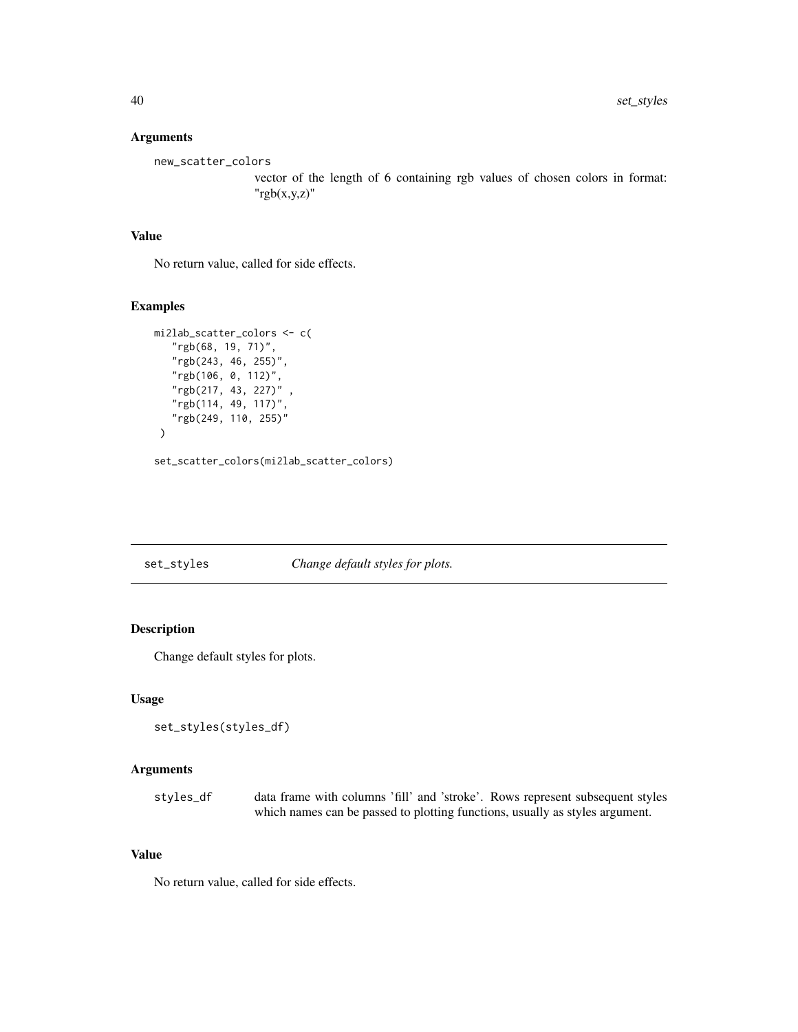### Arguments

`new_scatter_colors`
: vector of the length of 6 containing rgb values of chosen colors in format: "rgb(x,y,z)"

### Value

No return value, called for side effects.

### Examples

```
mi2lab_scatter_colors <- c(
   "rgb(68, 19, 71)",
   "rgb(243, 46, 255)",
   "rgb(106, 0, 112)",
   "rgb(217, 43, 227)" ,
   "rgb(114, 49, 117)",
   "rgb(249, 110, 255)"
 )

set_scatter_colors(mi2lab_scatter_colors)
```

---

## set_styles *Change default styles for plots.*

---

### Description

Change default styles for plots.

### Usage

```
set_styles(styles_df)
```

### Arguments

`styles_df`
: data frame with columns 'fill' and 'stroke'. Rows represent subsequent styles which names can be passed to plotting functions, usually as styles argument.

### Value

No return value, called for side effects.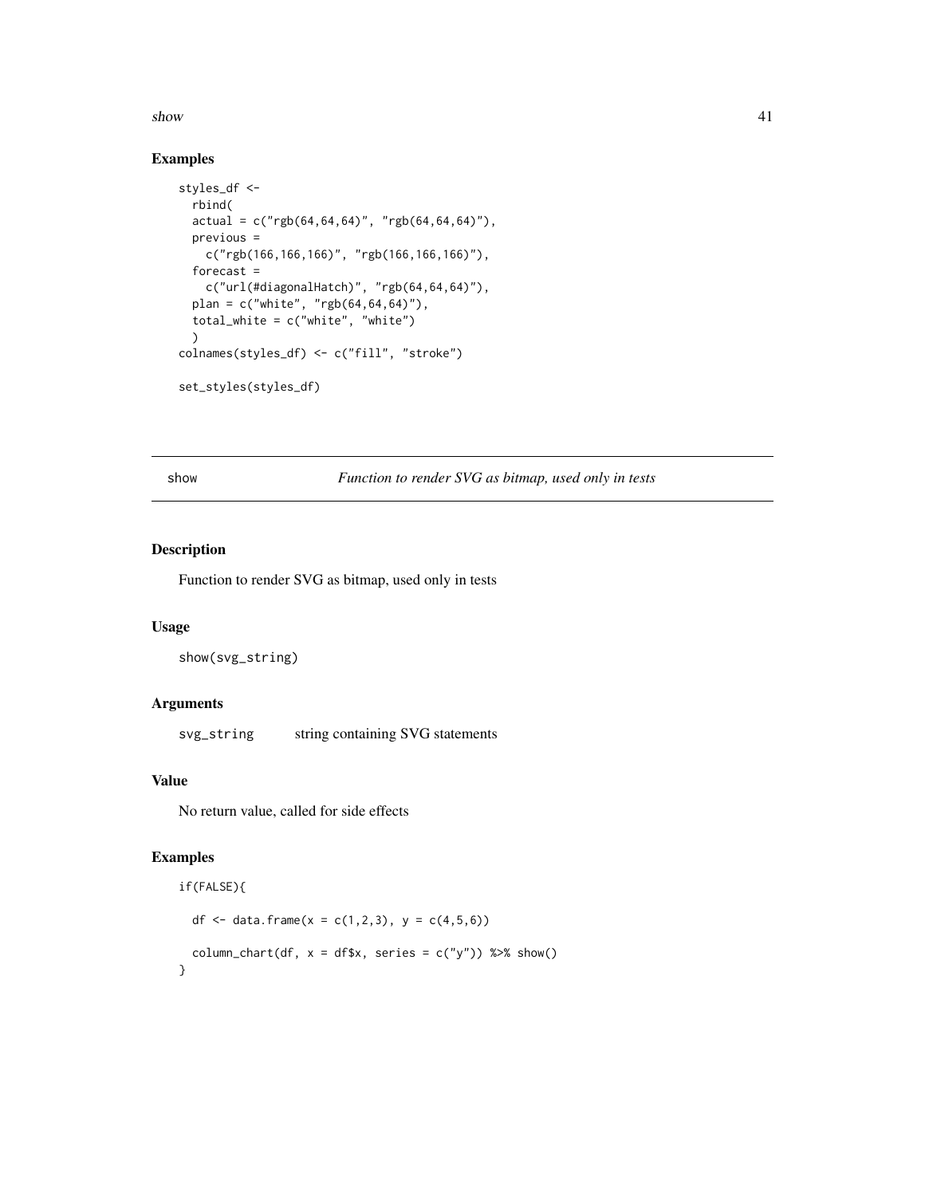## Examples

```
styles_df <-
  rbind(
  actual = c("rgb(64,64,64)", "rgb(64,64,64)"),
  previous =
    c("rgb(166,166,166)", "rgb(166,166,166)"),
  forecast =
    c("url(#diagonalHatch)", "rgb(64,64,64)"),
  plan = c("white", "rgb(64,64,64)"),
  total_white = c("white", "white")
  )
colnames(styles_df) <- c("fill", "stroke")

set_styles(styles_df)
```

---

# show *Function to render SVG as bitmap, used only in tests*

---

## Description

Function to render SVG as bitmap, used only in tests

## Usage

```
show(svg_string)
```

## Arguments

| | |
|---|---|
| svg_string | string containing SVG statements |

## Value

No return value, called for side effects

## Examples

```
if(FALSE){

  df <- data.frame(x = c(1,2,3), y = c(4,5,6))

  column_chart(df, x = df$x, series = c("y")) %>% show()
}
```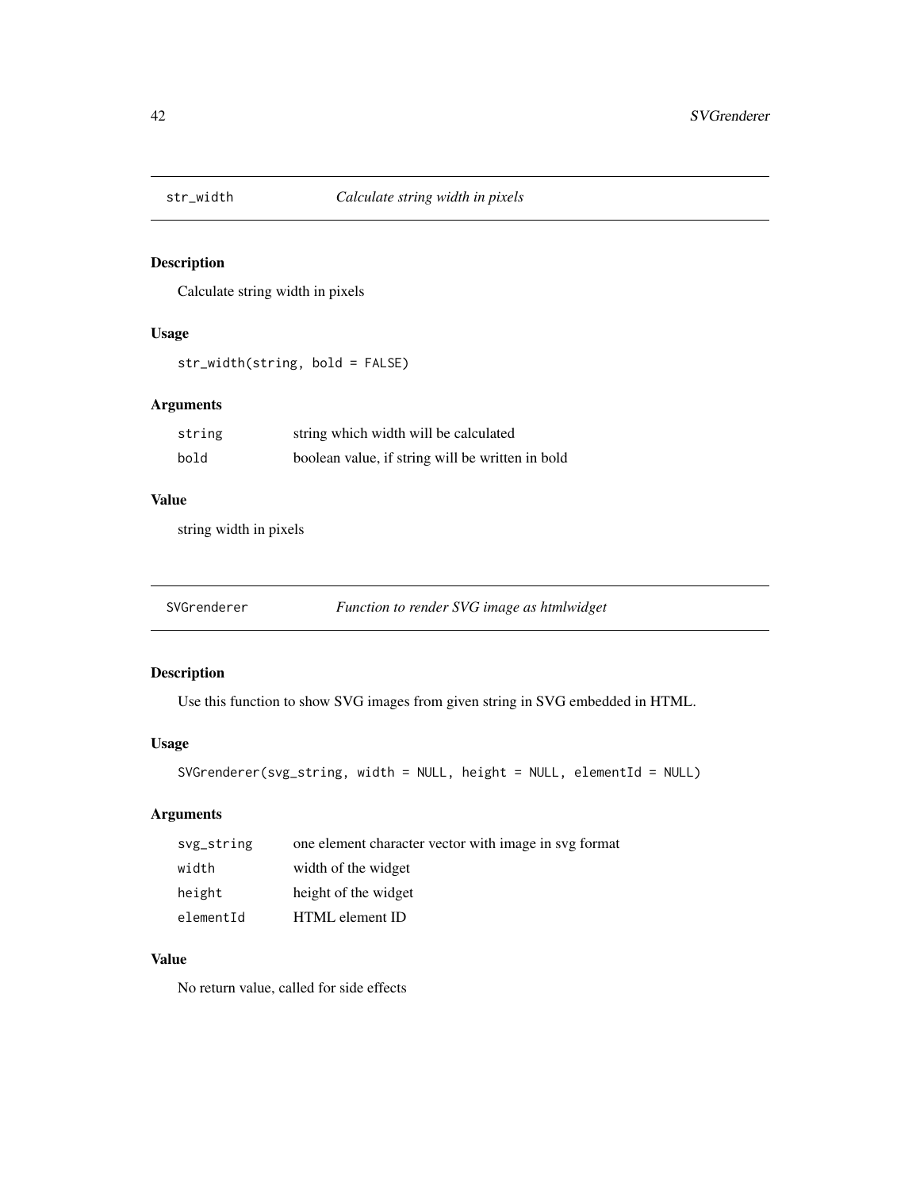## str_width *Calculate string width in pixels*

### Description

Calculate string width in pixels

### Usage

```
str_width(string, bold = FALSE)
```

### Arguments

| | |
|---|---|
| `string` | string which width will be calculated |
| `bold` | boolean value, if string will be written in bold |

### Value

string width in pixels

## SVGrenderer *Function to render SVG image as htmlwidget*

### Description

Use this function to show SVG images from given string in SVG embedded in HTML.

### Usage

```
SVGrenderer(svg_string, width = NULL, height = NULL, elementId = NULL)
```

### Arguments

| | |
|---|---|
| `svg_string` | one element character vector with image in svg format |
| `width` | width of the widget |
| `height` | height of the widget |
| `elementId` | HTML element ID |

### Value

No return value, called for side effects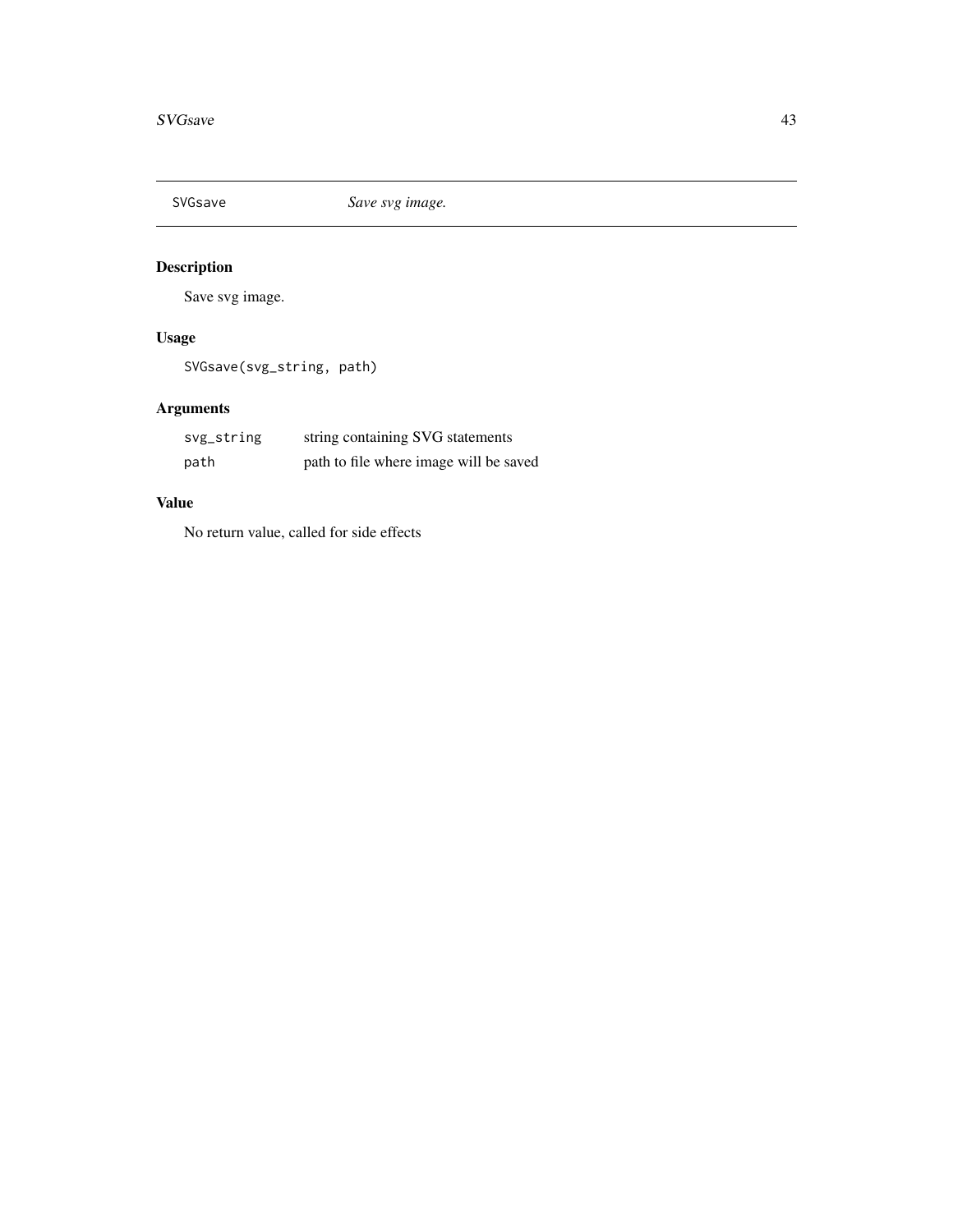## SVGsave *Save svg image.*

### Description

Save svg image.

### Usage

```
SVGsave(svg_string, path)
```

### Arguments

| | |
|---|---|
| svg_string | string containing SVG statements |
| path | path to file where image will be saved |

### Value

No return value, called for side effects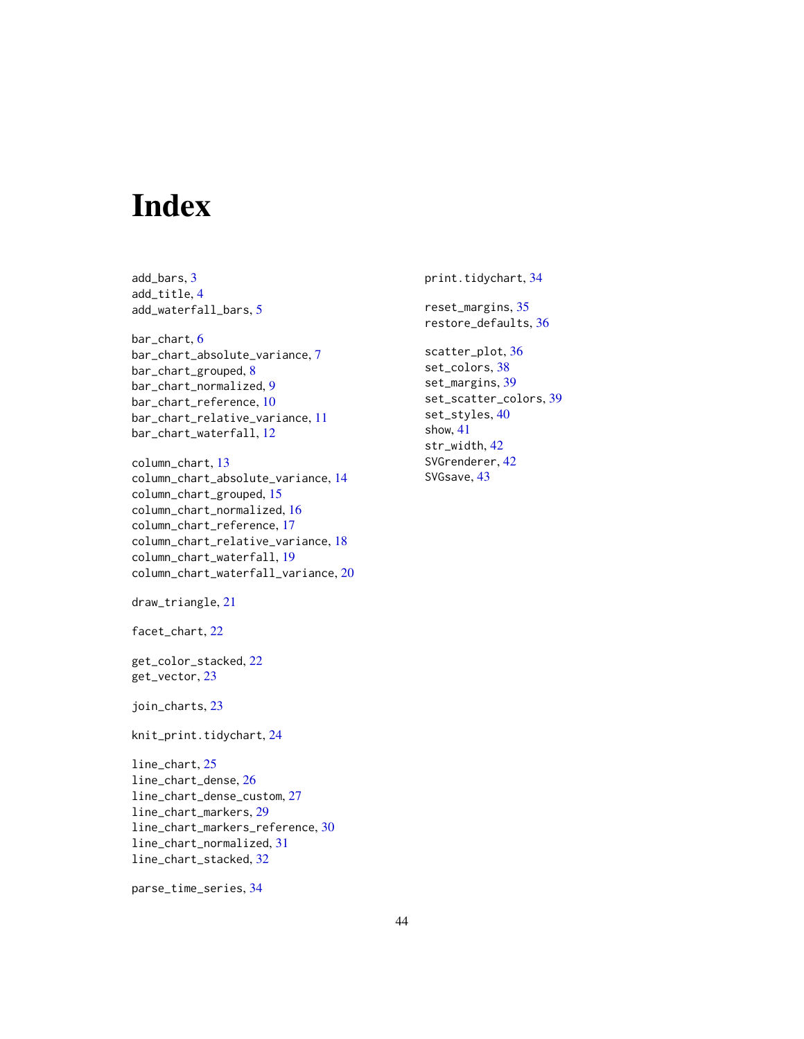# Index

add_bars, 3
add_title, 4
add_waterfall_bars, 5

bar_chart, 6
bar_chart_absolute_variance, 7
bar_chart_grouped, 8
bar_chart_normalized, 9
bar_chart_reference, 10
bar_chart_relative_variance, 11
bar_chart_waterfall, 12

column_chart, 13
column_chart_absolute_variance, 14
column_chart_grouped, 15
column_chart_normalized, 16
column_chart_reference, 17
column_chart_relative_variance, 18
column_chart_waterfall, 19
column_chart_waterfall_variance, 20

draw_triangle, 21

facet_chart, 22

get_color_stacked, 22
get_vector, 23

join_charts, 23

knit_print.tidychart, 24

line_chart, 25
line_chart_dense, 26
line_chart_dense_custom, 27
line_chart_markers, 29
line_chart_markers_reference, 30
line_chart_normalized, 31
line_chart_stacked, 32

parse_time_series, 34
print.tidychart, 34

reset_margins, 35
restore_defaults, 36

scatter_plot, 36
set_colors, 38
set_margins, 39
set_scatter_colors, 39
set_styles, 40
show, 41
str_width, 42
SVGrenderer, 42
SVGsave, 43